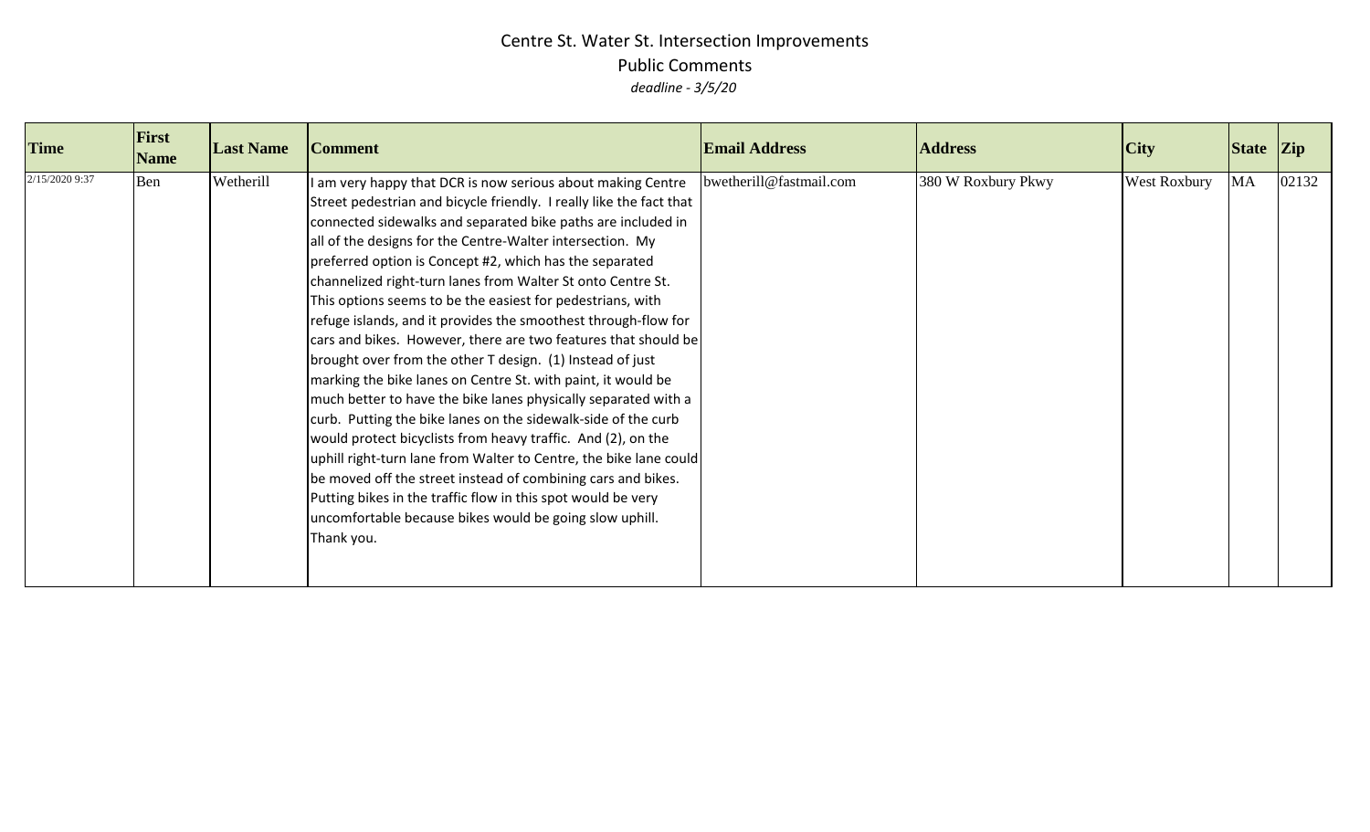# Centre St. Water St. Intersection Improvements

## Public Comments

*deadline - 3/5/20*

| Time | First Name | Last Name | Comment | Email Address | Address | City | State | Zip |
|---|---|---|---|---|---|---|---|---|
| 2/15/2020 9:37 | Ben | Wetherill | I am very happy that DCR is now serious about making Centre Street pedestrian and bicycle friendly. I really like the fact that connected sidewalks and separated bike paths are included in all of the designs for the Centre-Walter intersection. My preferred option is Concept #2, which has the separated channelized right-turn lanes from Walter St onto Centre St. This options seems to be the easiest for pedestrians, with refuge islands, and it provides the smoothest through-flow for cars and bikes. However, there are two features that should be brought over from the other T design. (1) Instead of just marking the bike lanes on Centre St. with paint, it would be much better to have the bike lanes physically separated with a curb. Putting the bike lanes on the sidewalk-side of the curb would protect bicyclists from heavy traffic. And (2), on the uphill right-turn lane from Walter to Centre, the bike lane could be moved off the street instead of combining cars and bikes. Putting bikes in the traffic flow in this spot would be very uncomfortable because bikes would be going slow uphill. Thank you. | bwetherill@fastmail.com | 380 W Roxbury Pkwy | West Roxbury | MA | 02132 |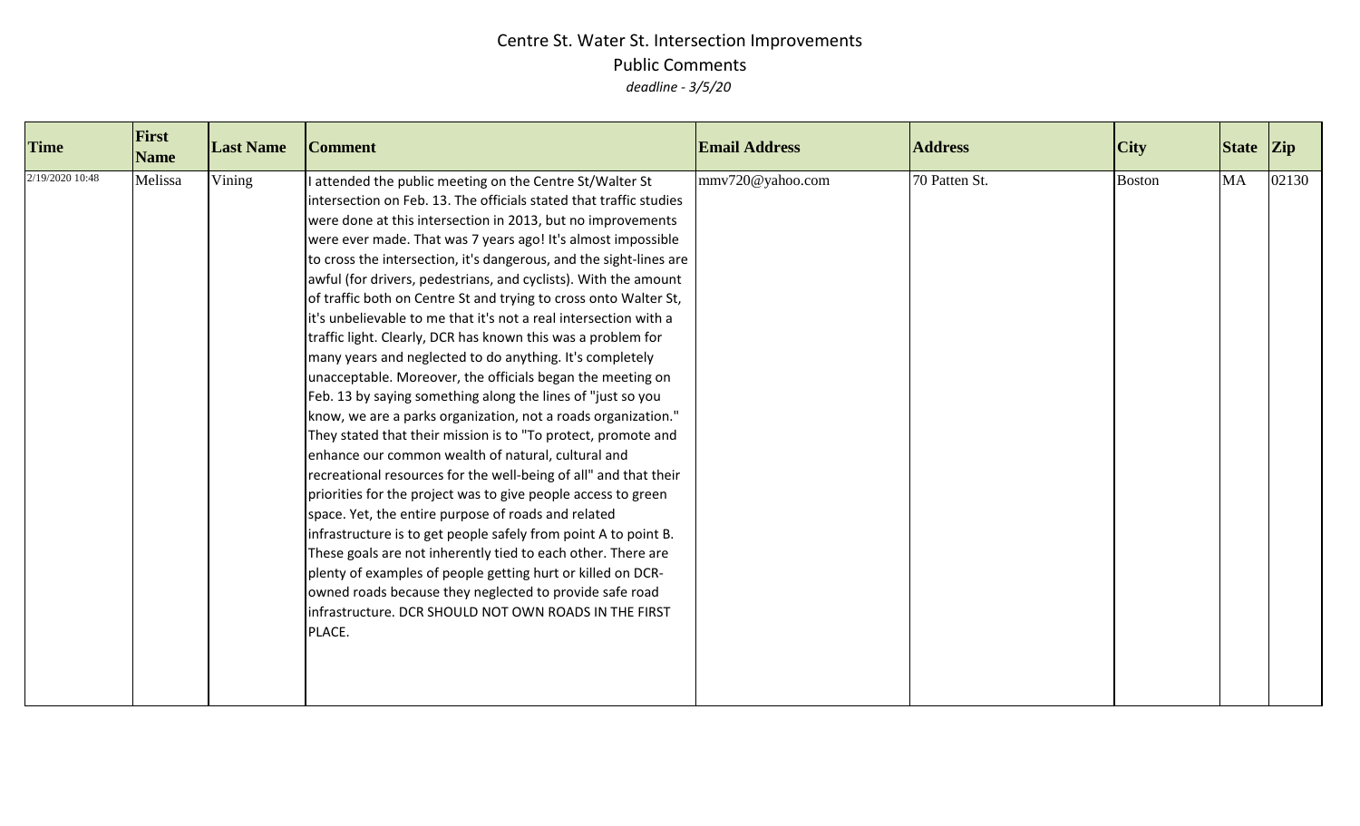# Centre St. Water St. Intersection Improvements

## Public Comments

*deadline - 3/5/20*

| Time | First Name | Last Name | Comment | Email Address | Address | City | State | Zip |
|---|---|---|---|---|---|---|---|---|
| 2/19/2020 10:48 | Melissa | Vining | I attended the public meeting on the Centre St/Walter St intersection on Feb. 13. The officials stated that traffic studies were done at this intersection in 2013, but no improvements were ever made. That was 7 years ago! It's almost impossible to cross the intersection, it's dangerous, and the sight-lines are awful (for drivers, pedestrians, and cyclists). With the amount of traffic both on Centre St and trying to cross onto Walter St, it's unbelievable to me that it's not a real intersection with a traffic light. Clearly, DCR has known this was a problem for many years and neglected to do anything. It's completely unacceptable. Moreover, the officials began the meeting on Feb. 13 by saying something along the lines of "just so you know, we are a parks organization, not a roads organization." They stated that their mission is to "To protect, promote and enhance our common wealth of natural, cultural and recreational resources for the well-being of all" and that their priorities for the project was to give people access to green space. Yet, the entire purpose of roads and related infrastructure is to get people safely from point A to point B. These goals are not inherently tied to each other. There are plenty of examples of people getting hurt or killed on DCR-owned roads because they neglected to provide safe road infrastructure. DCR SHOULD NOT OWN ROADS IN THE FIRST PLACE. | mmv720@yahoo.com | 70 Patten St. | Boston | MA | 02130 |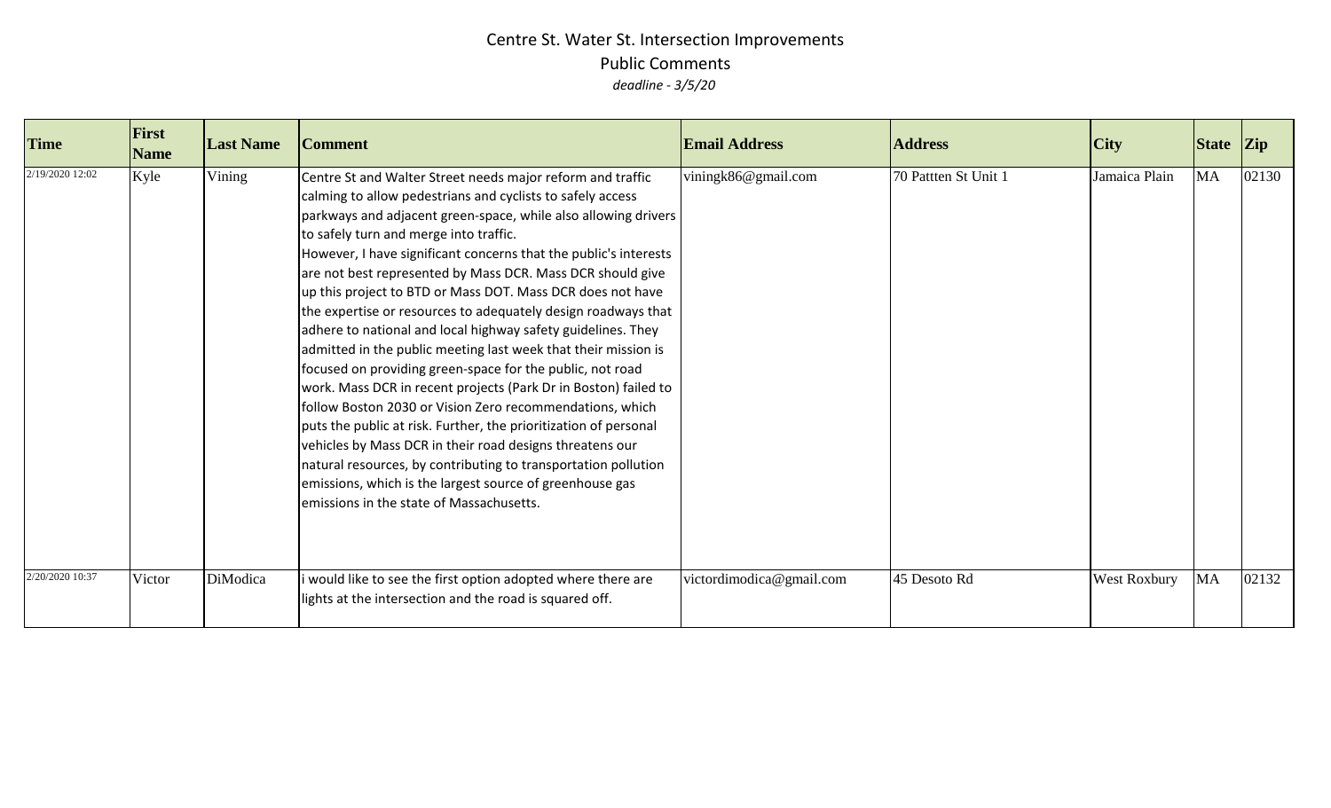# Centre St. Water St. Intersection Improvements

## Public Comments

*deadline - 3/5/20*

| Time | First Name | Last Name | Comment | Email Address | Address | City | State | Zip |
|---|---|---|---|---|---|---|---|---|
| 2/19/2020 12:02 | Kyle | Vining | Centre St and Walter Street needs major reform and traffic calming to allow pedestrians and cyclists to safely access parkways and adjacent green-space, while also allowing drivers to safely turn and merge into traffic. However, I have significant concerns that the public's interests are not best represented by Mass DCR. Mass DCR should give up this project to BTD or Mass DOT. Mass DCR does not have the expertise or resources to adequately design roadways that adhere to national and local highway safety guidelines. They admitted in the public meeting last week that their mission is focused on providing green-space for the public, not road work. Mass DCR in recent projects (Park Dr in Boston) failed to follow Boston 2030 or Vision Zero recommendations, which puts the public at risk. Further, the prioritization of personal vehicles by Mass DCR in their road designs threatens our natural resources, by contributing to transportation pollution emissions, which is the largest source of greenhouse gas emissions in the state of Massachusetts. | viningk86@gmail.com | 70 Pattten St Unit 1 | Jamaica Plain | MA | 02130 |
| 2/20/2020 10:37 | Victor | DiModica | i would like to see the first option adopted where there are lights at the intersection and the road is squared off. | victordimodica@gmail.com | 45 Desoto Rd | West Roxbury | MA | 02132 |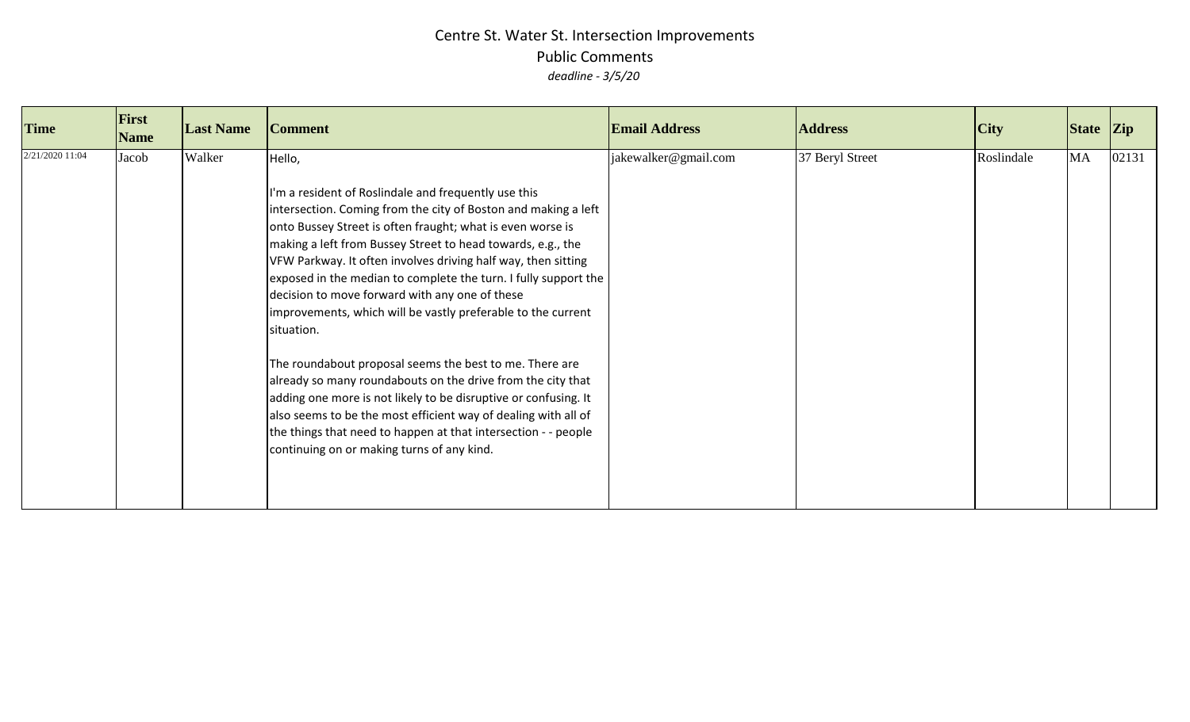# Centre St. Water St. Intersection Improvements

## Public Comments

*deadline - 3/5/20*

| Time | First Name | Last Name | Comment | Email Address | Address | City | State | Zip |
| --- | --- | --- | --- | --- | --- | --- | --- | --- |
| 2/21/2020 11:04 | Jacob | Walker | Hello,<br><br>I'm a resident of Roslindale and frequently use this intersection. Coming from the city of Boston and making a left onto Bussey Street is often fraught; what is even worse is making a left from Bussey Street to head towards, e.g., the VFW Parkway. It often involves driving half way, then sitting exposed in the median to complete the turn. I fully support the decision to move forward with any one of these improvements, which will be vastly preferable to the current situation.<br><br>The roundabout proposal seems the best to me. There are already so many roundabouts on the drive from the city that adding one more is not likely to be disruptive or confusing. It also seems to be the most efficient way of dealing with all of the things that need to happen at that intersection - - people continuing on or making turns of any kind. | jakewalker@gmail.com | 37 Beryl Street | Roslindale | MA | 02131 |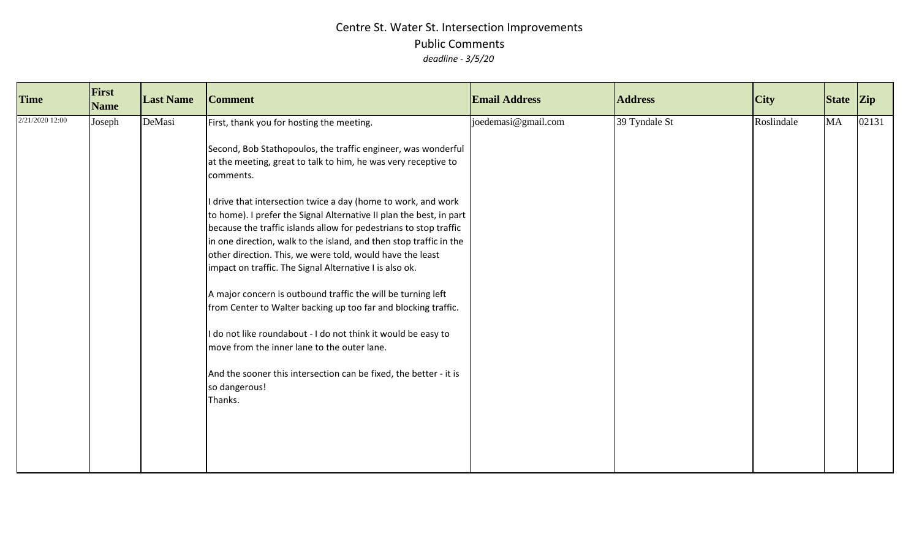# Centre St. Water St. Intersection Improvements

## Public Comments

*deadline - 3/5/20*

| Time | First Name | Last Name | Comment | Email Address | Address | City | State | Zip |
|---|---|---|---|---|---|---|---|---|
| 2/21/2020 12:00 | Joseph | DeMasi | First, thank you for hosting the meeting.<br><br>Second, Bob Stathopoulos, the traffic engineer, was wonderful at the meeting, great to talk to him, he was very receptive to comments.<br><br>I drive that intersection twice a day (home to work, and work to home). I prefer the Signal Alternative II plan the best, in part because the traffic islands allow for pedestrians to stop traffic in one direction, walk to the island, and then stop traffic in the other direction. This, we were told, would have the least impact on traffic. The Signal Alternative I is also ok.<br><br>A major concern is outbound traffic the will be turning left from Center to Walter backing up too far and blocking traffic.<br><br>I do not like roundabout - I do not think it would be easy to move from the inner lane to the outer lane.<br><br>And the sooner this intersection can be fixed, the better - it is so dangerous!<br>Thanks. | joedemasi@gmail.com | 39 Tyndale St | Roslindale | MA | 02131 |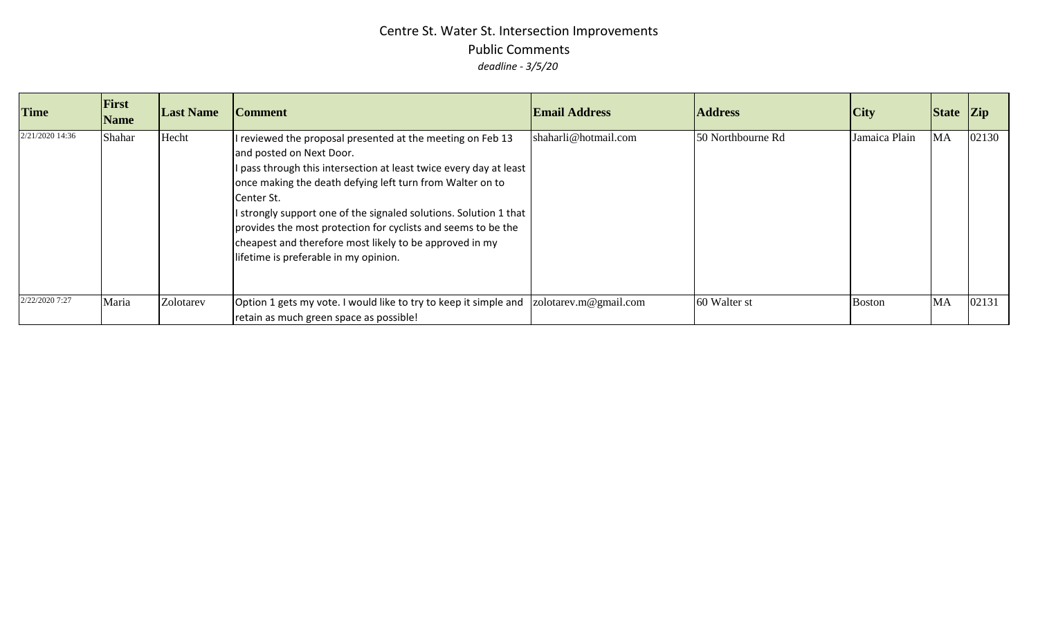# Centre St. Water St. Intersection Improvements

## Public Comments

*deadline - 3/5/20*

| Time | First Name | Last Name | Comment | Email Address | Address | City | State | Zip |
|---|---|---|---|---|---|---|---|---|
| 2/21/2020 14:36 | Shahar | Hecht | I reviewed the proposal presented at the meeting on Feb 13 and posted on Next Door.<br>I pass through this intersection at least twice every day at least once making the death defying left turn from Walter on to Center St.<br>I strongly support one of the signaled solutions. Solution 1 that provides the most protection for cyclists and seems to be the cheapest and therefore most likely to be approved in my lifetime is preferable in my opinion. | shaharli@hotmail.com | 50 Northbourne Rd | Jamaica Plain | MA | 02130 |
| 2/22/2020 7:27 | Maria | Zolotarev | Option 1 gets my vote. I would like to try to keep it simple and retain as much green space as possible! | zolotarev.m@gmail.com | 60 Walter st | Boston | MA | 02131 |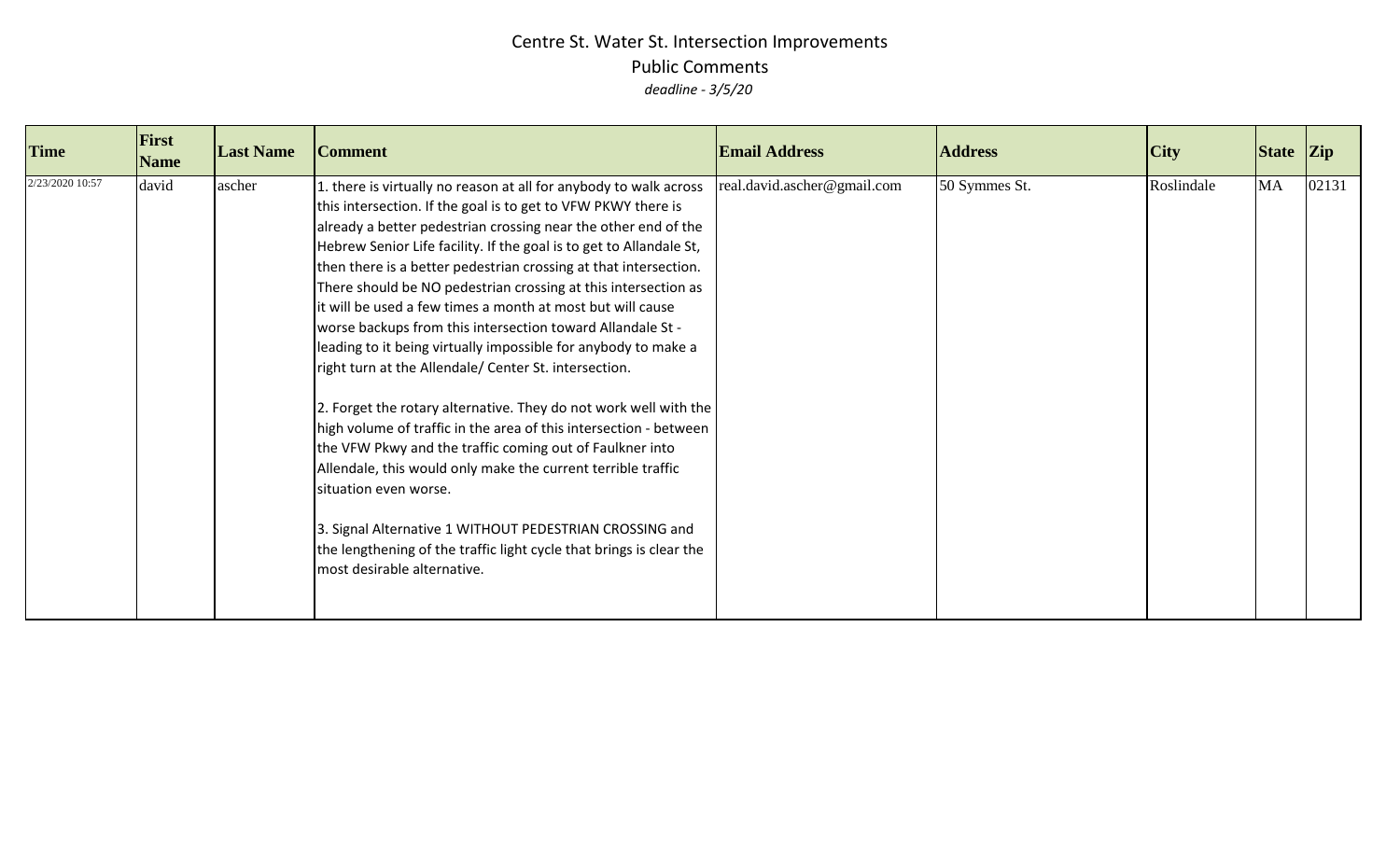# Centre St. Water St. Intersection Improvements

## Public Comments

*deadline - 3/5/20*

| Time | First Name | Last Name | Comment | Email Address | Address | City | State | Zip |
|---|---|---|---|---|---|---|---|---|
| 2/23/2020 10:57 | david | ascher | 1. there is virtually no reason at all for anybody to walk across this intersection. If the goal is to get to VFW PKWY there is already a better pedestrian crossing near the other end of the Hebrew Senior Life facility. If the goal is to get to Allandale St, then there is a better pedestrian crossing at that intersection. There should be NO pedestrian crossing at this intersection as it will be used a few times a month at most but will cause worse backups from this intersection toward Allandale St - leading to it being virtually impossible for anybody to make a right turn at the Allendale/ Center St. intersection.<br><br>2. Forget the rotary alternative. They do not work well with the high volume of traffic in the area of this intersection - between the VFW Pkwy and the traffic coming out of Faulkner into Allendale, this would only make the current terrible traffic situation even worse.<br><br>3. Signal Alternative 1 WITHOUT PEDESTRIAN CROSSING and the lengthening of the traffic light cycle that brings is clear the most desirable alternative. | real.david.ascher@gmail.com | 50 Symmes St. | Roslindale | MA | 02131 |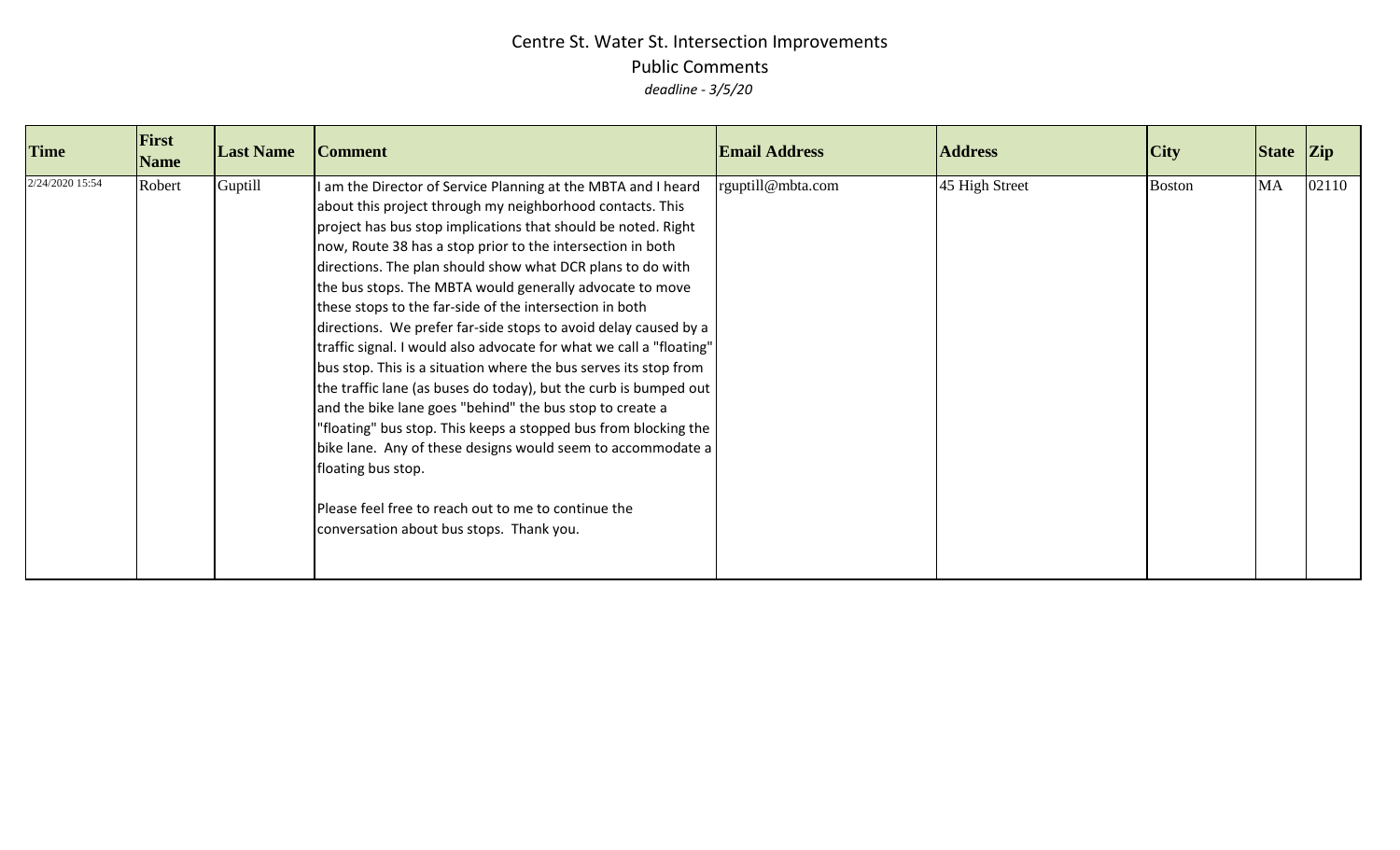# Centre St. Water St. Intersection Improvements

## Public Comments

*deadline - 3/5/20*

| Time | First Name | Last Name | Comment | Email Address | Address | City | State | Zip |
|---|---|---|---|---|---|---|---|---|
| 2/24/2020 15:54 | Robert | Guptill | I am the Director of Service Planning at the MBTA and I heard about this project through my neighborhood contacts. This project has bus stop implications that should be noted. Right now, Route 38 has a stop prior to the intersection in both directions. The plan should show what DCR plans to do with the bus stops. The MBTA would generally advocate to move these stops to the far-side of the intersection in both directions. We prefer far-side stops to avoid delay caused by a traffic signal. I would also advocate for what we call a "floating" bus stop. This is a situation where the bus serves its stop from the traffic lane (as buses do today), but the curb is bumped out and the bike lane goes "behind" the bus stop to create a "floating" bus stop. This keeps a stopped bus from blocking the bike lane. Any of these designs would seem to accommodate a floating bus stop.<br><br>Please feel free to reach out to me to continue the conversation about bus stops. Thank you. | rguptill@mbta.com | 45 High Street | Boston | MA | 02110 |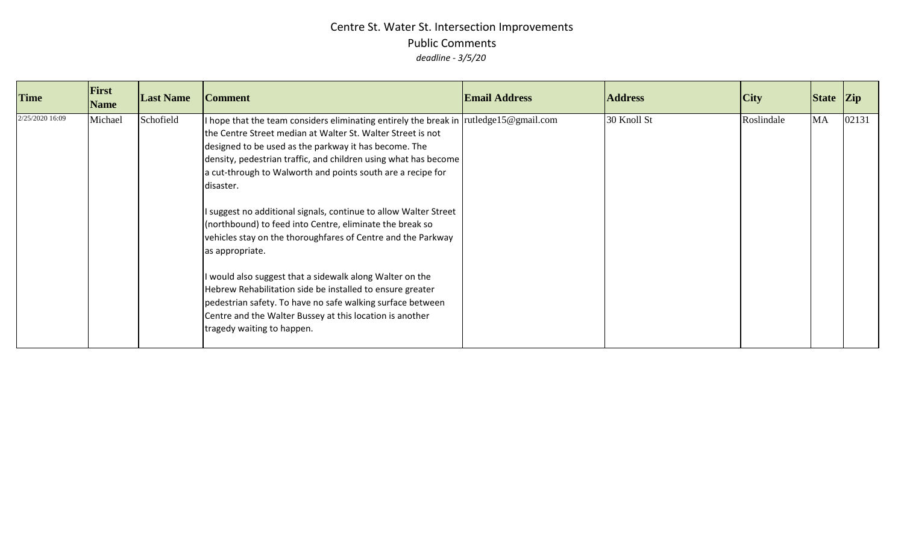# Centre St. Water St. Intersection Improvements

## Public Comments

*deadline - 3/5/20*

| Time | First Name | Last Name | Comment | Email Address | Address | City | State | Zip |
|---|---|---|---|---|---|---|---|---|
| 2/25/2020 16:09 | Michael | Schofield | I hope that the team considers eliminating entirely the break in the Centre Street median at Walter St. Walter Street is not designed to be used as the parkway it has become. The density, pedestrian traffic, and children using what has become a cut-through to Walworth and points south are a recipe for disaster.<br><br>I suggest no additional signals, continue to allow Walter Street (northbound) to feed into Centre, eliminate the break so vehicles stay on the thoroughfares of Centre and the Parkway as appropriate.<br><br>I would also suggest that a sidewalk along Walter on the Hebrew Rehabilitation side be installed to ensure greater pedestrian safety. To have no safe walking surface between Centre and the Walter Bussey at this location is another tragedy waiting to happen. | rutledge15@gmail.com | 30 Knoll St | Roslindale | MA | 02131 |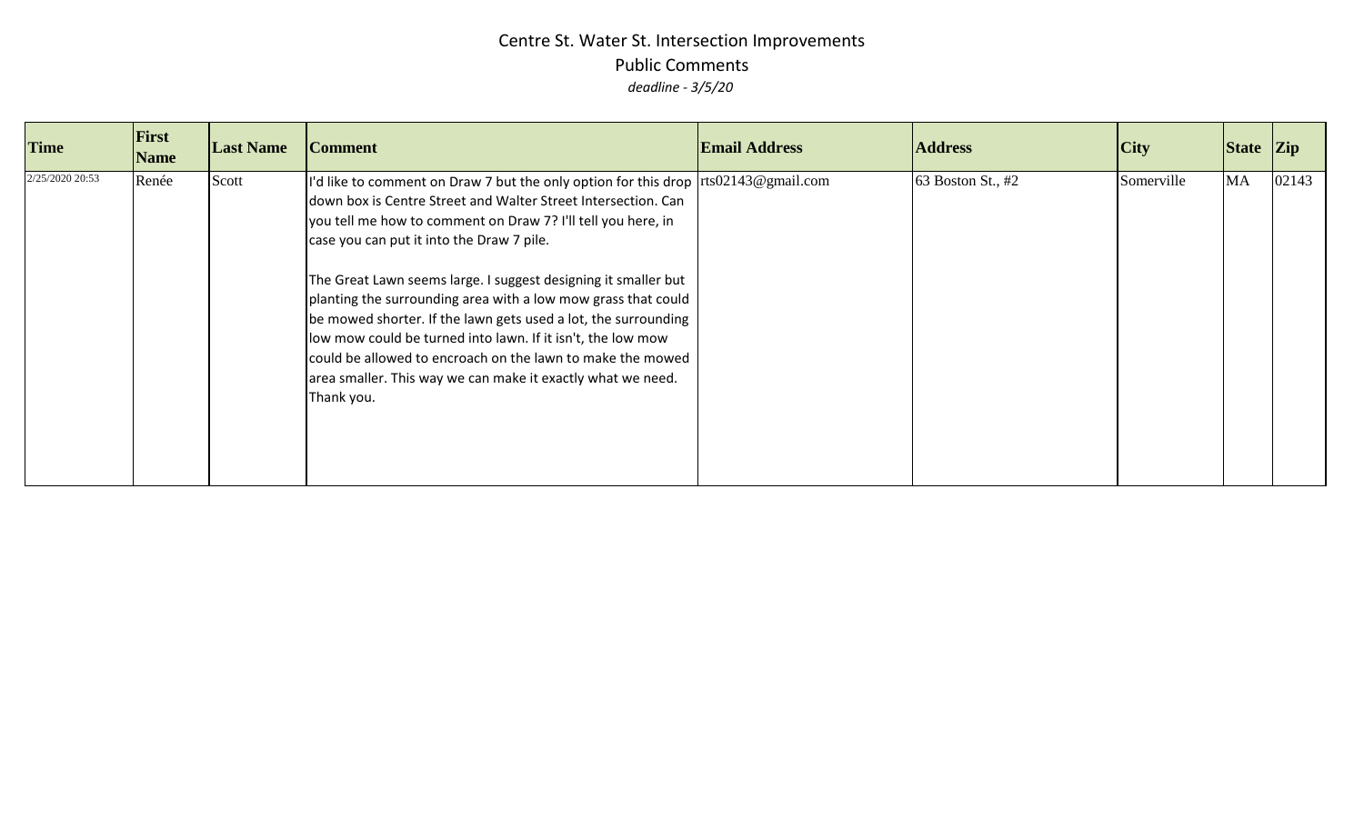# Centre St. Water St. Intersection Improvements

## Public Comments

*deadline - 3/5/20*

| Time | First Name | Last Name | Comment | Email Address | Address | City | State | Zip |
|---|---|---|---|---|---|---|---|---|
| 2/25/2020 20:53 | Renée | Scott | I'd like to comment on Draw 7 but the only option for this drop down box is Centre Street and Walter Street Intersection. Can you tell me how to comment on Draw 7? I'll tell you here, in case you can put it into the Draw 7 pile.<br><br>The Great Lawn seems large. I suggest designing it smaller but planting the surrounding area with a low mow grass that could be mowed shorter. If the lawn gets used a lot, the surrounding low mow could be turned into lawn. If it isn't, the low mow could be allowed to encroach on the lawn to make the mowed area smaller. This way we can make it exactly what we need. Thank you. | rts02143@gmail.com | 63 Boston St., #2 | Somerville | MA | 02143 |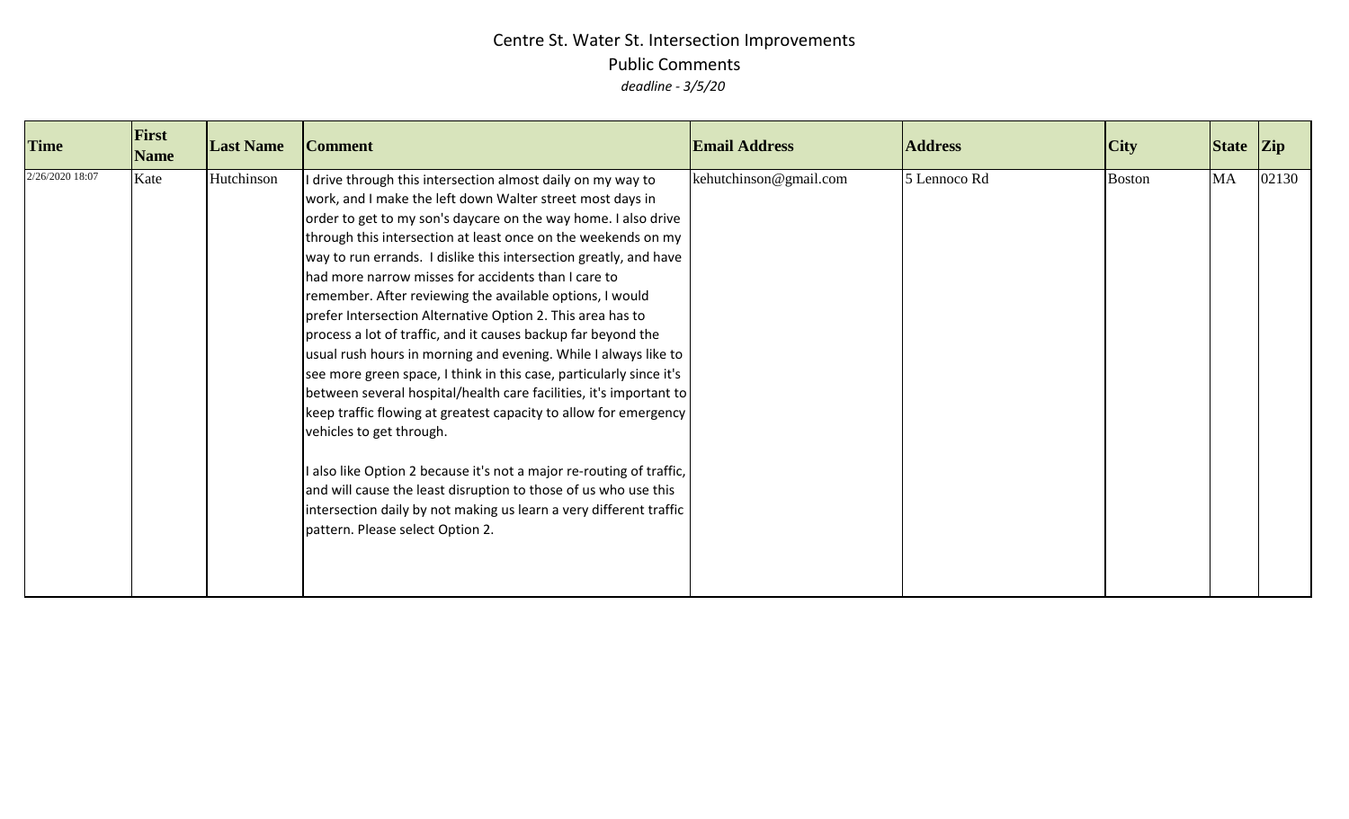# Centre St. Water St. Intersection Improvements

## Public Comments

*deadline - 3/5/20*

| Time | First Name | Last Name | Comment | Email Address | Address | City | State | Zip |
|---|---|---|---|---|---|---|---|---|
| 2/26/2020 18:07 | Kate | Hutchinson | I drive through this intersection almost daily on my way to work, and I make the left down Walter street most days in order to get to my son's daycare on the way home. I also drive through this intersection at least once on the weekends on my way to run errands. I dislike this intersection greatly, and have had more narrow misses for accidents than I care to remember. After reviewing the available options, I would prefer Intersection Alternative Option 2. This area has to process a lot of traffic, and it causes backup far beyond the usual rush hours in morning and evening. While I always like to see more green space, I think in this case, particularly since it's between several hospital/health care facilities, it's important to keep traffic flowing at greatest capacity to allow for emergency vehicles to get through.<br><br>I also like Option 2 because it's not a major re-routing of traffic, and will cause the least disruption to those of us who use this intersection daily by not making us learn a very different traffic pattern. Please select Option 2. | kehutchinson@gmail.com | 5 Lennoco Rd | Boston | MA | 02130 |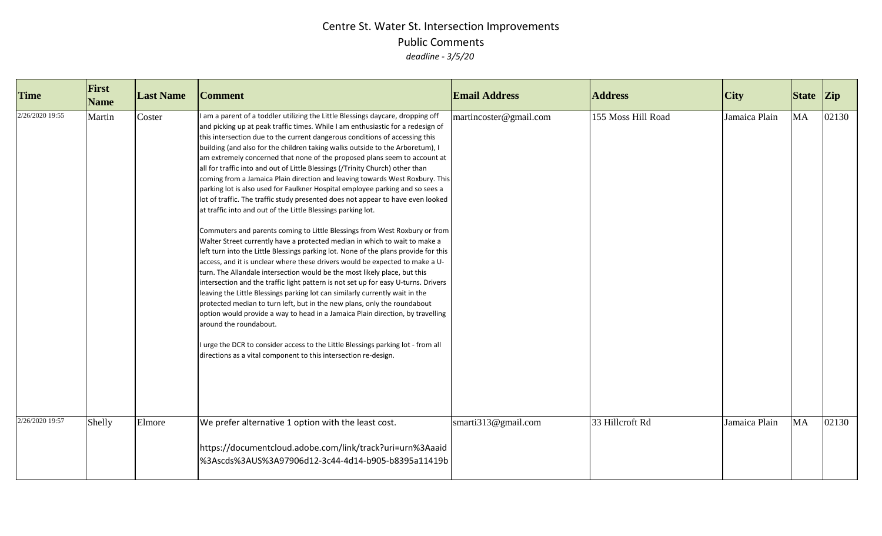# Centre St. Water St. Intersection Improvements

## Public Comments

*deadline - 3/5/20*

| Time | First Name | Last Name | Comment | Email Address | Address | City | State | Zip |
|---|---|---|---|---|---|---|---|---|
| 2/26/2020 19:55 | Martin | Coster | I am a parent of a toddler utilizing the Little Blessings daycare, dropping off and picking up at peak traffic times. While I am enthusiastic for a redesign of this intersection due to the current dangerous conditions of accessing this building (and also for the children taking walks outside to the Arboretum), I am extremely concerned that none of the proposed plans seem to account at all for traffic into and out of Little Blessings (/Trinity Church) other than coming from a Jamaica Plain direction and leaving towards West Roxbury. This parking lot is also used for Faulkner Hospital employee parking and so sees a lot of traffic. The traffic study presented does not appear to have even looked at traffic into and out of the Little Blessings parking lot.<br><br>Commuters and parents coming to Little Blessings from West Roxbury or from Walter Street currently have a protected median in which to wait to make a left turn into the Little Blessings parking lot. None of the plans provide for this access, and it is unclear where these drivers would be expected to make a U-turn. The Allandale intersection would be the most likely place, but this intersection and the traffic light pattern is not set up for easy U-turns. Drivers leaving the Little Blessings parking lot can similarly currently wait in the protected median to turn left, but in the new plans, only the roundabout option would provide a way to head in a Jamaica Plain direction, by travelling around the roundabout.<br><br>I urge the DCR to consider access to the Little Blessings parking lot - from all directions as a vital component to this intersection re-design. | martincoster@gmail.com | 155 Moss Hill Road | Jamaica Plain | MA | 02130 |
| 2/26/2020 19:57 | Shelly | Elmore | We prefer alternative 1 option with the least cost.<br><br>https://documentcloud.adobe.com/link/track?uri=urn%3Aaaid%3Ascds%3AUS%3A97906d12-3c44-4d14-b905-b8395a11419b | smarti313@gmail.com | 33 Hillcroft Rd | Jamaica Plain | MA | 02130 |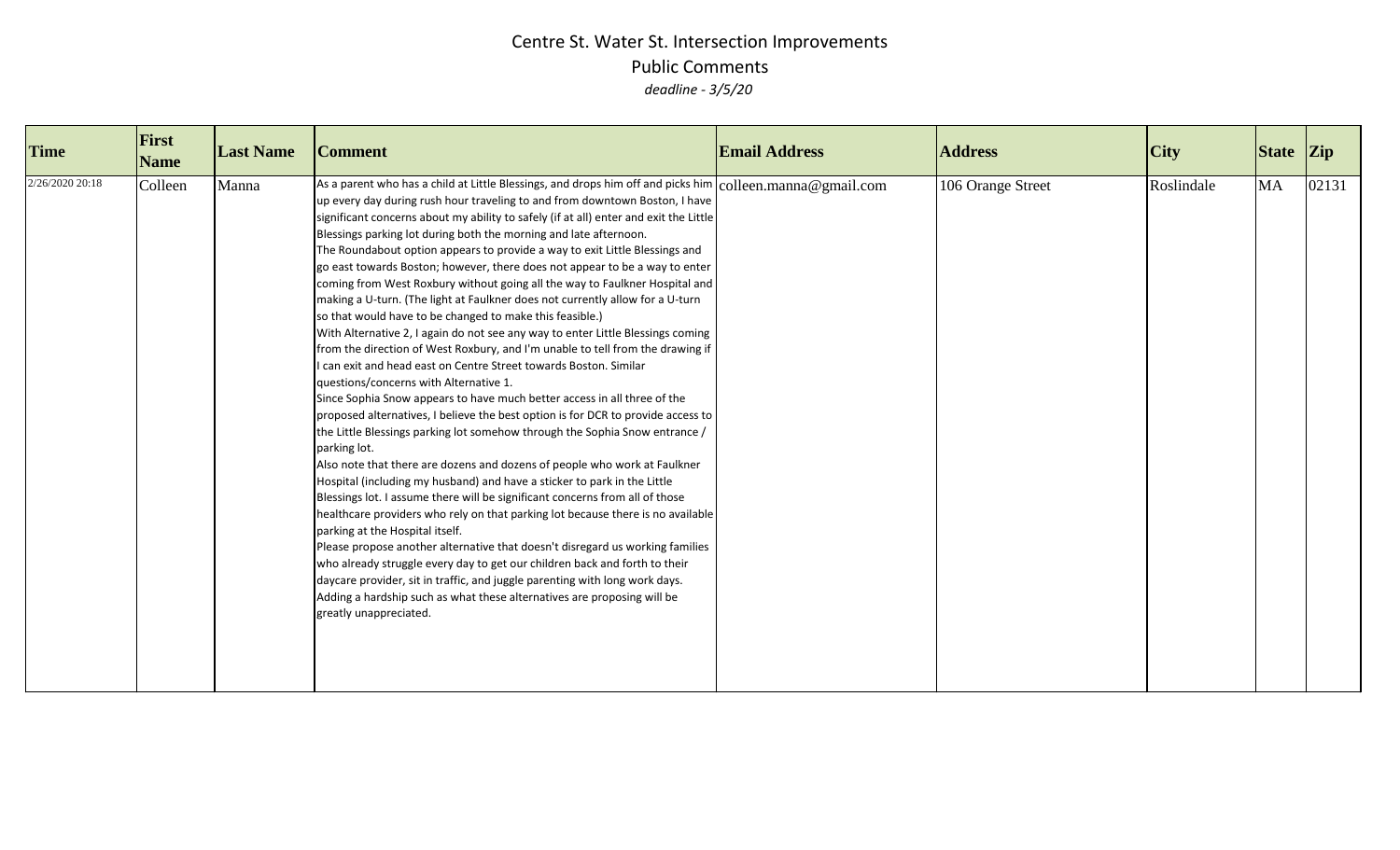# Centre St. Water St. Intersection Improvements

## Public Comments

*deadline - 3/5/20*

| Time | First Name | Last Name | Comment | Email Address | Address | City | State | Zip |
|---|---|---|---|---|---|---|---|---|
| 2/26/2020 20:18 | Colleen | Manna | As a parent who has a child at Little Blessings, and drops him off and picks him up every day during rush hour traveling to and from downtown Boston, I have significant concerns about my ability to safely (if at all) enter and exit the Little Blessings parking lot during both the morning and late afternoon.<br>The Roundabout option appears to provide a way to exit Little Blessings and go east towards Boston; however, there does not appear to be a way to enter coming from West Roxbury without going all the way to Faulkner Hospital and making a U-turn. (The light at Faulkner does not currently allow for a U-turn so that would have to be changed to make this feasible.)<br>With Alternative 2, I again do not see any way to enter Little Blessings coming from the direction of West Roxbury, and I'm unable to tell from the drawing if I can exit and head east on Centre Street towards Boston. Similar questions/concerns with Alternative 1.<br>Since Sophia Snow appears to have much better access in all three of the proposed alternatives, I believe the best option is for DCR to provide access to the Little Blessings parking lot somehow through the Sophia Snow entrance / parking lot.<br>Also note that there are dozens and dozens of people who work at Faulkner Hospital (including my husband) and have a sticker to park in the Little Blessings lot. I assume there will be significant concerns from all of those healthcare providers who rely on that parking lot because there is no available parking at the Hospital itself.<br>Please propose another alternative that doesn't disregard us working families who already struggle every day to get our children back and forth to their daycare provider, sit in traffic, and juggle parenting with long work days. Adding a hardship such as what these alternatives are proposing will be greatly unappreciated. | colleen.manna@gmail.com | 106 Orange Street | Roslindale | MA | 02131 |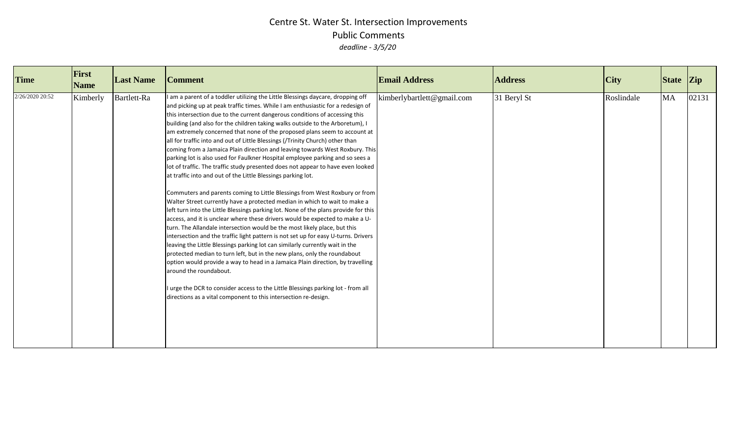# Centre St. Water St. Intersection Improvements

## Public Comments

*deadline - 3/5/20*

| Time | First Name | Last Name | Comment | Email Address | Address | City | State | Zip |
|---|---|---|---|---|---|---|---|---|
| 2/26/2020 20:52 | Kimberly | Bartlett-Ra | I am a parent of a toddler utilizing the Little Blessings daycare, dropping off and picking up at peak traffic times. While I am enthusiastic for a redesign of this intersection due to the current dangerous conditions of accessing this building (and also for the children taking walks outside to the Arboretum), I am extremely concerned that none of the proposed plans seem to account at all for traffic into and out of Little Blessings (/Trinity Church) other than coming from a Jamaica Plain direction and leaving towards West Roxbury. This parking lot is also used for Faulkner Hospital employee parking and so sees a lot of traffic. The traffic study presented does not appear to have even looked at traffic into and out of the Little Blessings parking lot.<br><br>Commuters and parents coming to Little Blessings from West Roxbury or from Walter Street currently have a protected median in which to wait to make a left turn into the Little Blessings parking lot. None of the plans provide for this access, and it is unclear where these drivers would be expected to make a U-turn. The Allandale intersection would be the most likely place, but this intersection and the traffic light pattern is not set up for easy U-turns. Drivers leaving the Little Blessings parking lot can similarly currently wait in the protected median to turn left, but in the new plans, only the roundabout option would provide a way to head in a Jamaica Plain direction, by travelling around the roundabout.<br><br>I urge the DCR to consider access to the Little Blessings parking lot - from all directions as a vital component to this intersection re-design. | kimberlybartlett@gmail.com | 31 Beryl St | Roslindale | MA | 02131 |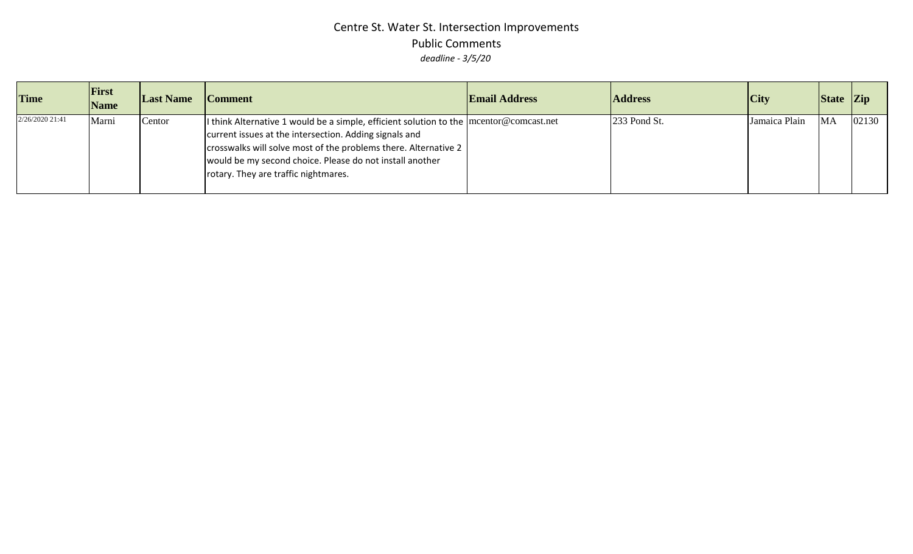# Centre St. Water St. Intersection Improvements

## Public Comments

*deadline - 3/5/20*

| Time | First Name | Last Name | Comment | Email Address | Address | City | State | Zip |
|---|---|---|---|---|---|---|---|---|
| 2/26/2020 21:41 | Marni | Centor | I think Alternative 1 would be a simple, efficient solution to the current issues at the intersection. Adding signals and crosswalks will solve most of the problems there. Alternative 2 would be my second choice. Please do not install another rotary. They are traffic nightmares. | mcentor@comcast.net | 233 Pond St. | Jamaica Plain | MA | 02130 |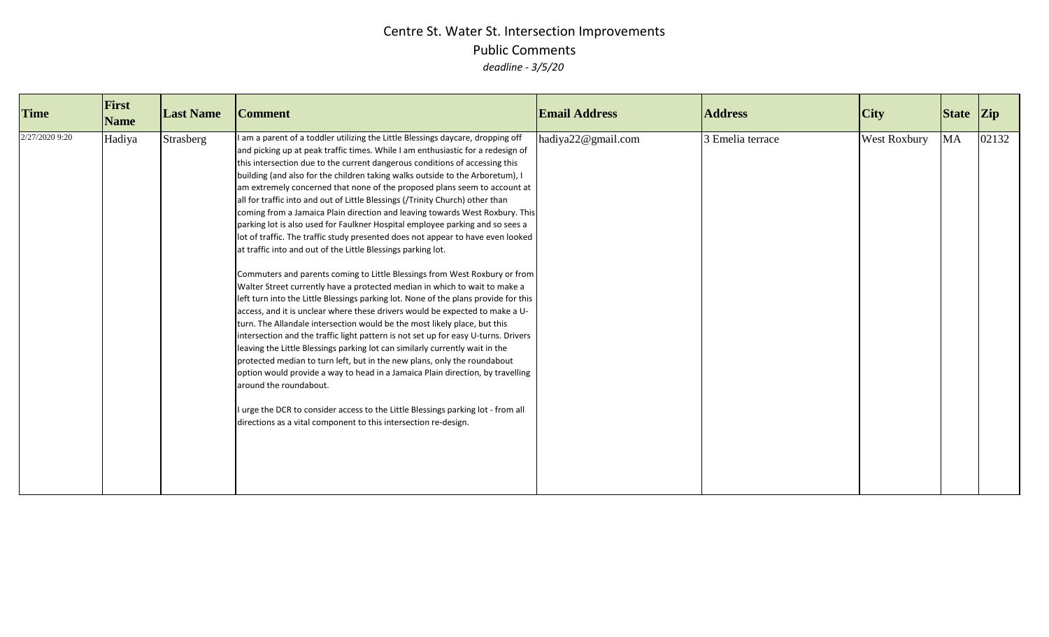# Centre St. Water St. Intersection Improvements

## Public Comments

*deadline - 3/5/20*

| Time | First Name | Last Name | Comment | Email Address | Address | City | State | Zip |
|---|---|---|---|---|---|---|---|---|
| 2/27/2020 9:20 | Hadiya | Strasberg | I am a parent of a toddler utilizing the Little Blessings daycare, dropping off and picking up at peak traffic times. While I am enthusiastic for a redesign of this intersection due to the current dangerous conditions of accessing this building (and also for the children taking walks outside to the Arboretum), I am extremely concerned that none of the proposed plans seem to account at all for traffic into and out of Little Blessings (/Trinity Church) other than coming from a Jamaica Plain direction and leaving towards West Roxbury. This parking lot is also used for Faulkner Hospital employee parking and so sees a lot of traffic. The traffic study presented does not appear to have even looked at traffic into and out of the Little Blessings parking lot.<br><br>Commuters and parents coming to Little Blessings from West Roxbury or from Walter Street currently have a protected median in which to wait to make a left turn into the Little Blessings parking lot. None of the plans provide for this access, and it is unclear where these drivers would be expected to make a U-turn. The Allandale intersection would be the most likely place, but this intersection and the traffic light pattern is not set up for easy U-turns. Drivers leaving the Little Blessings parking lot can similarly currently wait in the protected median to turn left, but in the new plans, only the roundabout option would provide a way to head in a Jamaica Plain direction, by travelling around the roundabout.<br><br>I urge the DCR to consider access to the Little Blessings parking lot - from all directions as a vital component to this intersection re-design. | hadiya22@gmail.com | 3 Emelia terrace | West Roxbury | MA | 02132 |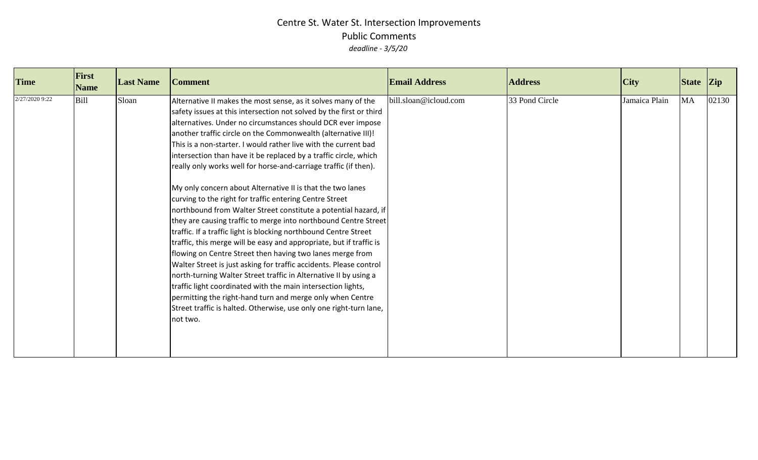# Centre St. Water St. Intersection Improvements

## Public Comments

*deadline - 3/5/20*

| Time | First Name | Last Name | Comment | Email Address | Address | City | State | Zip |
|---|---|---|---|---|---|---|---|---|
| 2/27/2020 9:22 | Bill | Sloan | Alternative II makes the most sense, as it solves many of the safety issues at this intersection not solved by the first or third alternatives. Under no circumstances should DCR ever impose another traffic circle on the Commonwealth (alternative III)! This is a non-starter. I would rather live with the current bad intersection than have it be replaced by a traffic circle, which really only works well for horse-and-carriage traffic (if then).<br><br>My only concern about Alternative II is that the two lanes curving to the right for traffic entering Centre Street northbound from Walter Street constitute a potential hazard, if they are causing traffic to merge into northbound Centre Street traffic. If a traffic light is blocking northbound Centre Street traffic, this merge will be easy and appropriate, but if traffic is flowing on Centre Street then having two lanes merge from Walter Street is just asking for traffic accidents. Please control north-turning Walter Street traffic in Alternative II by using a traffic light coordinated with the main intersection lights, permitting the right-hand turn and merge only when Centre Street traffic is halted. Otherwise, use only one right-turn lane, not two. | bill.sloan@icloud.com | 33 Pond Circle | Jamaica Plain | MA | 02130 |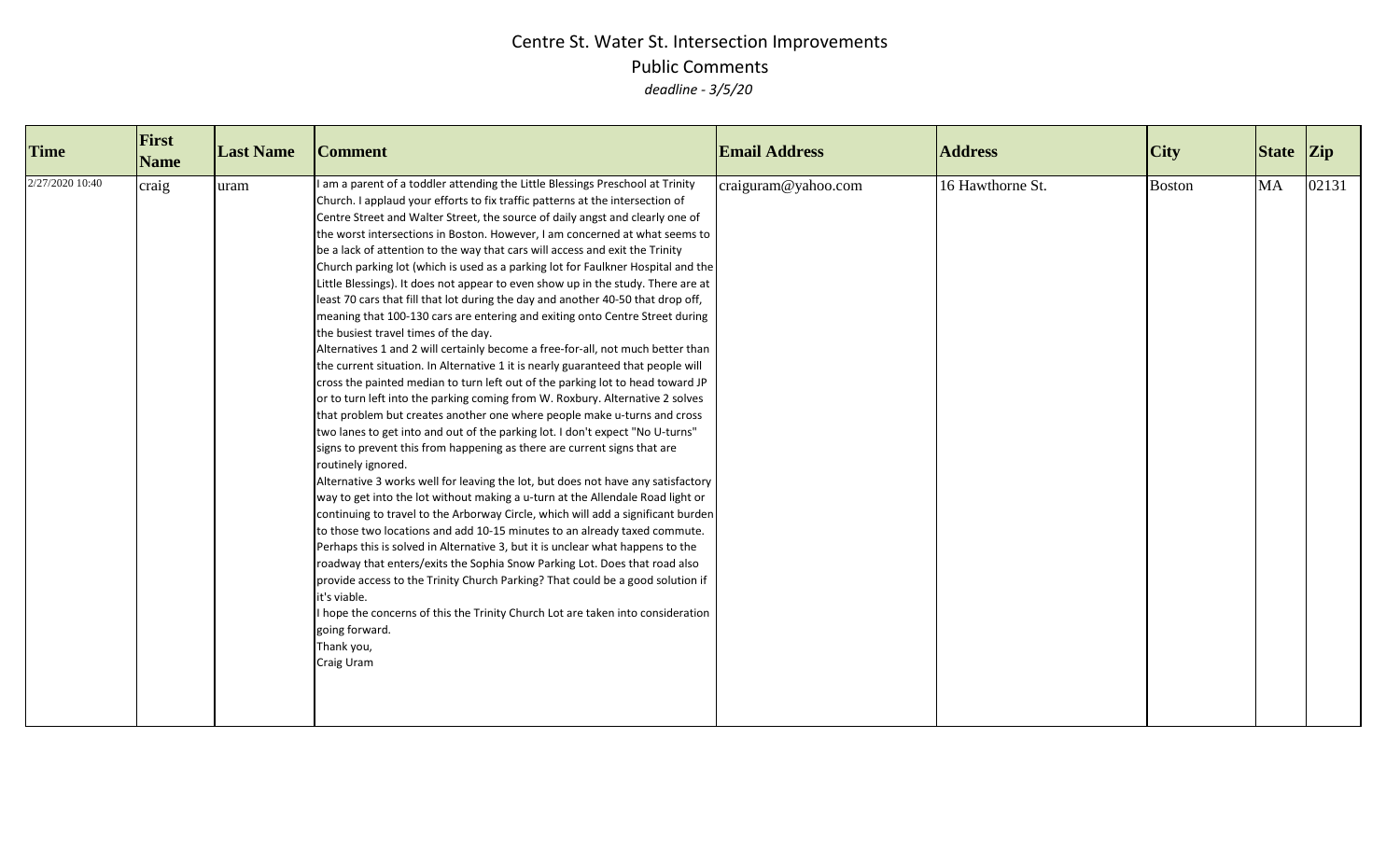# Centre St. Water St. Intersection Improvements

## Public Comments

*deadline - 3/5/20*

| Time | First Name | Last Name | Comment | Email Address | Address | City | State | Zip |
|---|---|---|---|---|---|---|---|---|
| 2/27/2020 10:40 | craig | uram | I am a parent of a toddler attending the Little Blessings Preschool at Trinity Church. I applaud your efforts to fix traffic patterns at the intersection of Centre Street and Walter Street, the source of daily angst and clearly one of the worst intersections in Boston. However, I am concerned at what seems to be a lack of attention to the way that cars will access and exit the Trinity Church parking lot (which is used as a parking lot for Faulkner Hospital and the Little Blessings). It does not appear to even show up in the study. There are at least 70 cars that fill that lot during the day and another 40-50 that drop off, meaning that 100-130 cars are entering and exiting onto Centre Street during the busiest travel times of the day.<br>Alternatives 1 and 2 will certainly become a free-for-all, not much better than the current situation. In Alternative 1 it is nearly guaranteed that people will cross the painted median to turn left out of the parking lot to head toward JP or to turn left into the parking coming from W. Roxbury. Alternative 2 solves that problem but creates another one where people make u-turns and cross two lanes to get into and out of the parking lot. I don't expect "No U-turns" signs to prevent this from happening as there are current signs that are routinely ignored.<br>Alternative 3 works well for leaving the lot, but does not have any satisfactory way to get into the lot without making a u-turn at the Allendale Road light or continuing to travel to the Arborway Circle, which will add a significant burden to those two locations and add 10-15 minutes to an already taxed commute. Perhaps this is solved in Alternative 3, but it is unclear what happens to the roadway that enters/exits the Sophia Snow Parking Lot. Does that road also provide access to the Trinity Church Parking? That could be a good solution if it's viable.<br>I hope the concerns of this the Trinity Church Lot are taken into consideration going forward.<br>Thank you,<br>Craig Uram | craiguram@yahoo.com | 16 Hawthorne St. | Boston | MA | 02131 |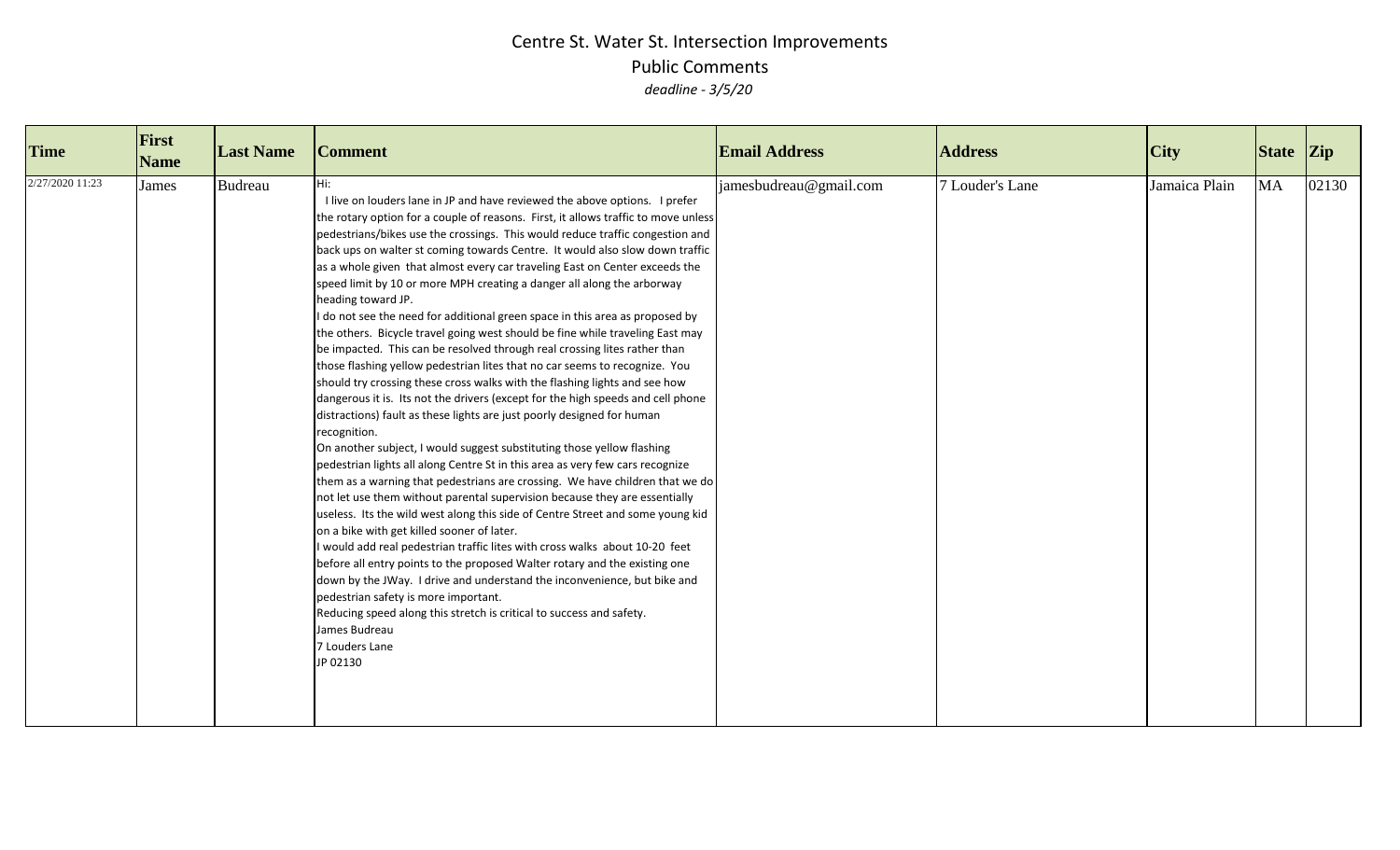# Centre St. Water St. Intersection Improvements

## Public Comments

*deadline - 3/5/20*

| Time | First Name | Last Name | Comment | Email Address | Address | City | State | Zip |
|---|---|---|---|---|---|---|---|---|
| 2/27/2020 11:23 | James | Budreau | Hi:<br>I live on louders lane in JP and have reviewed the above options. I prefer the rotary option for a couple of reasons. First, it allows traffic to move unless pedestrians/bikes use the crossings. This would reduce traffic congestion and back ups on walter st coming towards Centre. It would also slow down traffic as a whole given that almost every car traveling East on Center exceeds the speed limit by 10 or more MPH creating a danger all along the arborway heading toward JP.<br>I do not see the need for additional green space in this area as proposed by the others. Bicycle travel going west should be fine while traveling East may be impacted. This can be resolved through real crossing lites rather than those flashing yellow pedestrian lites that no car seems to recognize. You should try crossing these cross walks with the flashing lights and see how dangerous it is. Its not the drivers (except for the high speeds and cell phone distractions) fault as these lights are just poorly designed for human recognition.<br>On another subject, I would suggest substituting those yellow flashing pedestrian lights all along Centre St in this area as very few cars recognize them as a warning that pedestrians are crossing. We have children that we do not let use them without parental supervision because they are essentially useless. Its the wild west along this side of Centre Street and some young kid on a bike with get killed sooner of later.<br>I would add real pedestrian traffic lites with cross walks about 10-20 feet before all entry points to the proposed Walter rotary and the existing one down by the JWay. I drive and understand the inconvenience, but bike and pedestrian safety is more important.<br>Reducing speed along this stretch is critical to success and safety.<br>James Budreau<br>7 Louders Lane<br>JP 02130 | jamesbudreau@gmail.com | 7 Louder's Lane | Jamaica Plain | MA | 02130 |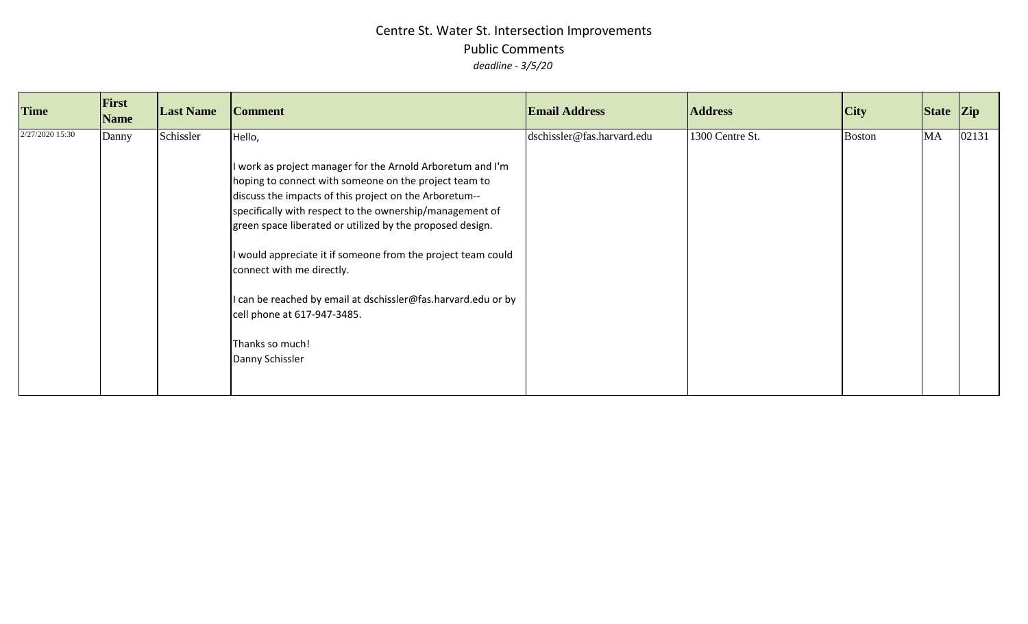# Centre St. Water St. Intersection Improvements

## Public Comments

*deadline - 3/5/20*

| Time | First Name | Last Name | Comment | Email Address | Address | City | State | Zip |
|---|---|---|---|---|---|---|---|---|
| 2/27/2020 15:30 | Danny | Schissler | Hello,<br><br>I work as project manager for the Arnold Arboretum and I'm hoping to connect with someone on the project team to discuss the impacts of this project on the Arboretum--specifically with respect to the ownership/management of green space liberated or utilized by the proposed design.<br><br>I would appreciate it if someone from the project team could connect with me directly.<br><br>I can be reached by email at dschissler@fas.harvard.edu or by cell phone at 617-947-3485.<br><br>Thanks so much!<br>Danny Schissler | dschissler@fas.harvard.edu | 1300 Centre St. | Boston | MA | 02131 |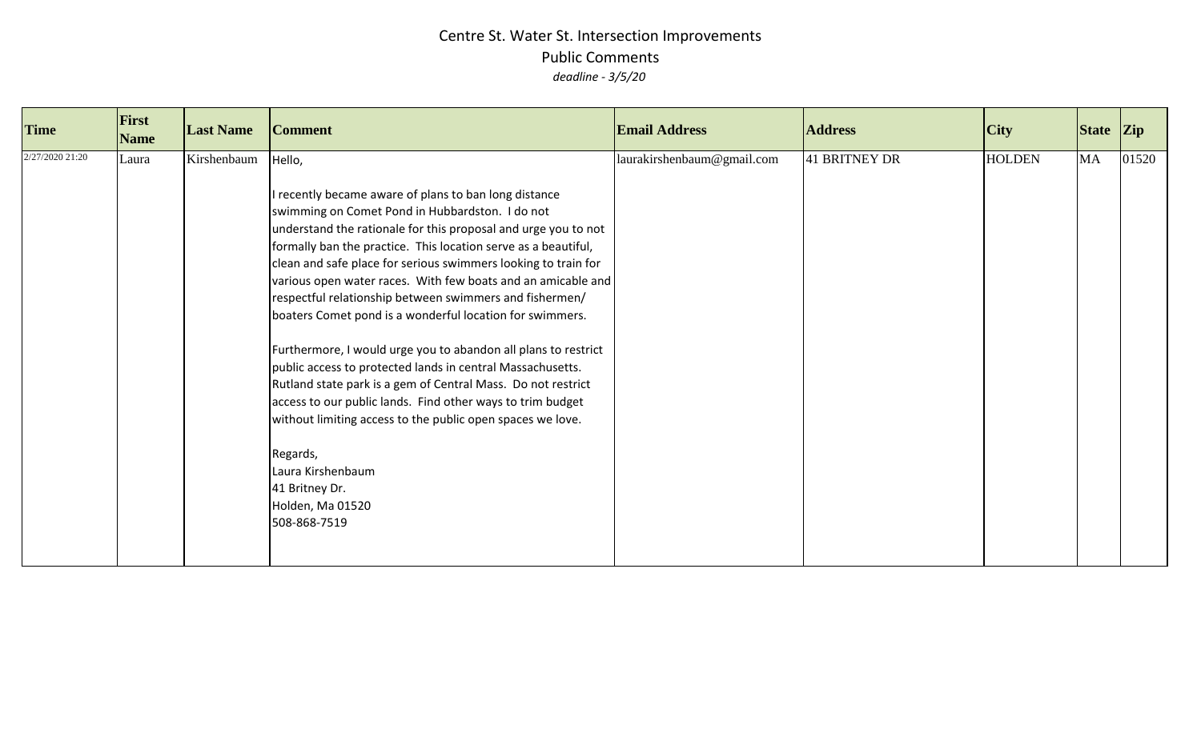# Centre St. Water St. Intersection Improvements

## Public Comments

*deadline - 3/5/20*

| Time | First Name | Last Name | Comment | Email Address | Address | City | State | Zip |
|---|---|---|---|---|---|---|---|---|
| 2/27/2020 21:20 | Laura | Kirshenbaum | Hello,<br><br>I recently became aware of plans to ban long distance swimming on Comet Pond in Hubbardston. I do not understand the rationale for this proposal and urge you to not formally ban the practice. This location serve as a beautiful, clean and safe place for serious swimmers looking to train for various open water races. With few boats and an amicable and respectful relationship between swimmers and fishermen/ boaters Comet pond is a wonderful location for swimmers.<br><br>Furthermore, I would urge you to abandon all plans to restrict public access to protected lands in central Massachusetts. Rutland state park is a gem of Central Mass. Do not restrict access to our public lands. Find other ways to trim budget without limiting access to the public open spaces we love.<br><br>Regards,<br>Laura Kirshenbaum<br>41 Britney Dr.<br>Holden, Ma 01520<br>508-868-7519 | laurakirshenbaum@gmail.com | 41 BRITNEY DR | HOLDEN | MA | 01520 |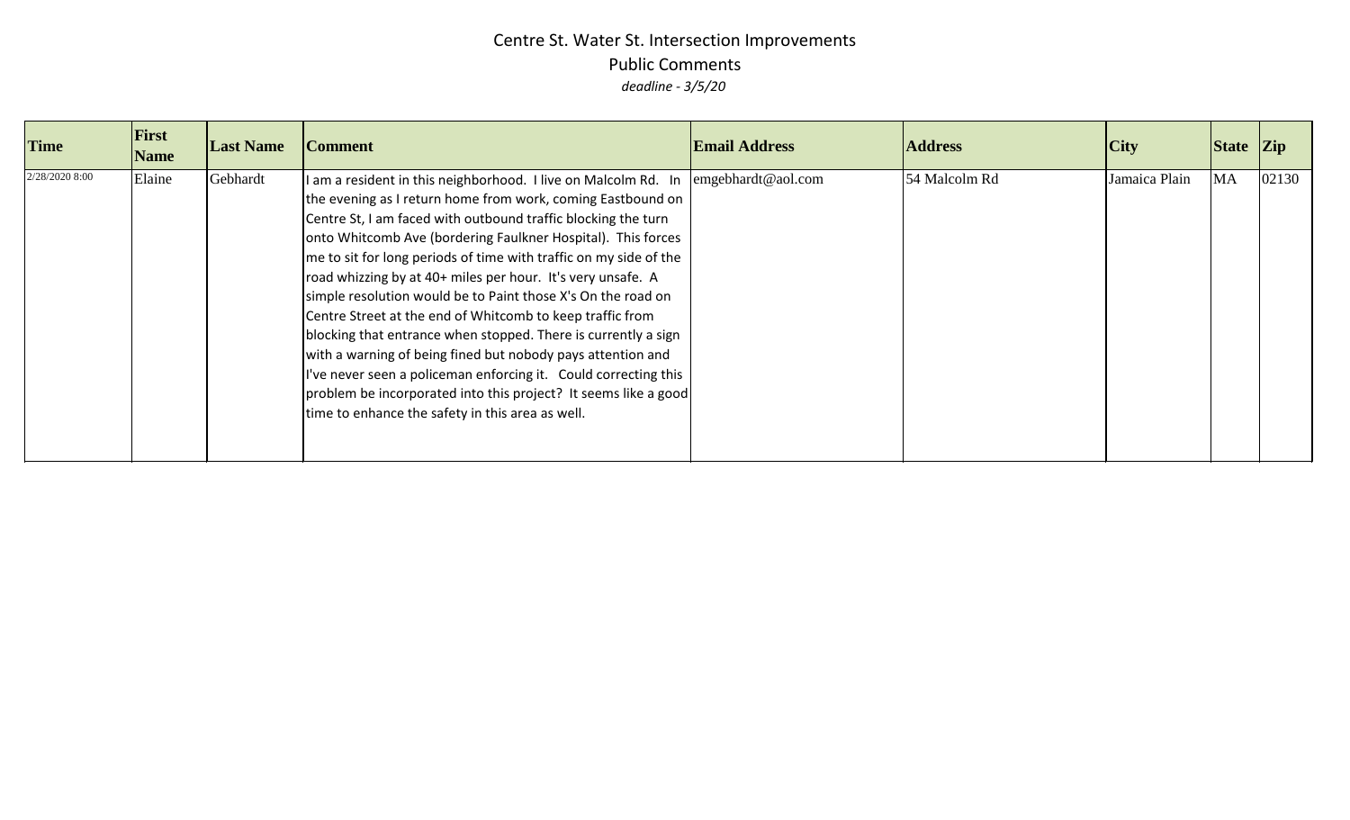# Centre St. Water St. Intersection Improvements

## Public Comments

*deadline - 3/5/20*

| Time | First Name | Last Name | Comment | Email Address | Address | City | State | Zip |
|---|---|---|---|---|---|---|---|---|
| 2/28/2020 8:00 | Elaine | Gebhardt | I am a resident in this neighborhood. I live on Malcolm Rd. In the evening as I return home from work, coming Eastbound on Centre St, I am faced with outbound traffic blocking the turn onto Whitcomb Ave (bordering Faulkner Hospital). This forces me to sit for long periods of time with traffic on my side of the road whizzing by at 40+ miles per hour. It's very unsafe. A simple resolution would be to Paint those X's On the road on Centre Street at the end of Whitcomb to keep traffic from blocking that entrance when stopped. There is currently a sign with a warning of being fined but nobody pays attention and I've never seen a policeman enforcing it. Could correcting this problem be incorporated into this project? It seems like a good time to enhance the safety in this area as well. | emgebhardt@aol.com | 54 Malcolm Rd | Jamaica Plain | MA | 02130 |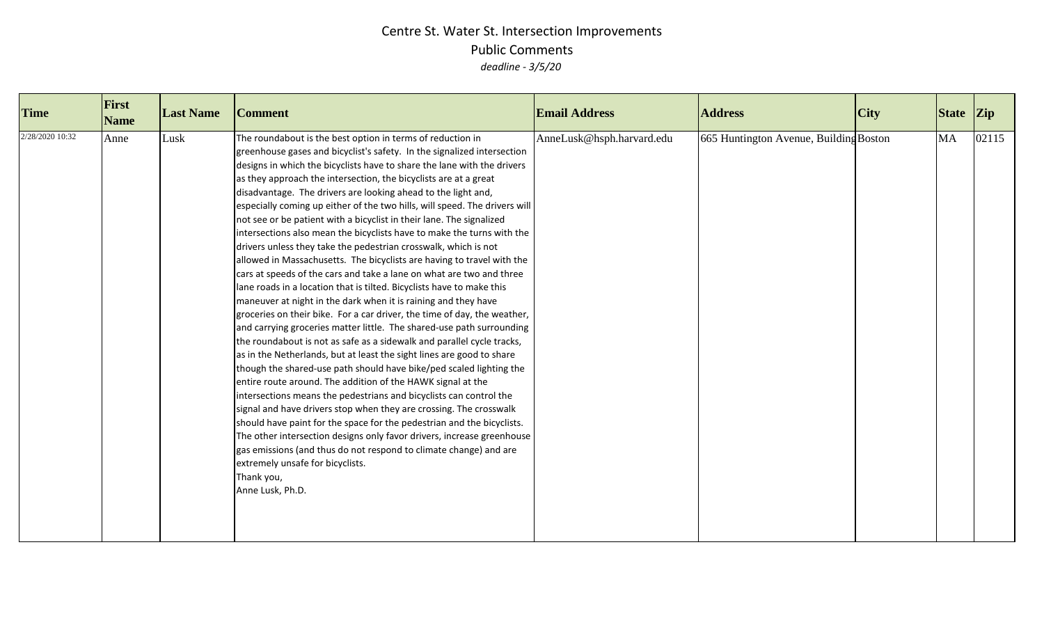# Centre St. Water St. Intersection Improvements

## Public Comments

*deadline - 3/5/20*

| Time | First Name | Last Name | Comment | Email Address | Address | City | State | Zip |
|---|---|---|---|---|---|---|---|---|
| 2/28/2020 10:32 | Anne | Lusk | The roundabout is the best option in terms of reduction in greenhouse gases and bicyclist's safety. In the signalized intersection designs in which the bicyclists have to share the lane with the drivers as they approach the intersection, the bicyclists are at a great disadvantage. The drivers are looking ahead to the light and, especially coming up either of the two hills, will speed. The drivers will not see or be patient with a bicyclist in their lane. The signalized intersections also mean the bicyclists have to make the turns with the drivers unless they take the pedestrian crosswalk, which is not allowed in Massachusetts. The bicyclists are having to travel with the cars at speeds of the cars and take a lane on what are two and three lane roads in a location that is tilted. Bicyclists have to make this maneuver at night in the dark when it is raining and they have groceries on their bike. For a car driver, the time of day, the weather, and carrying groceries matter little. The shared-use path surrounding the roundabout is not as safe as a sidewalk and parallel cycle tracks, as in the Netherlands, but at least the sight lines are good to share though the shared-use path should have bike/ped scaled lighting the entire route around. The addition of the HAWK signal at the intersections means the pedestrians and bicyclists can control the signal and have drivers stop when they are crossing. The crosswalk should have paint for the space for the pedestrian and the bicyclists. The other intersection designs only favor drivers, increase greenhouse gas emissions (and thus do not respond to climate change) and are extremely unsafe for bicyclists.<br>Thank you,<br>Anne Lusk, Ph.D. | AnneLusk@hsph.harvard.edu | 665 Huntington Avenue, Building | Boston | MA | 02115 |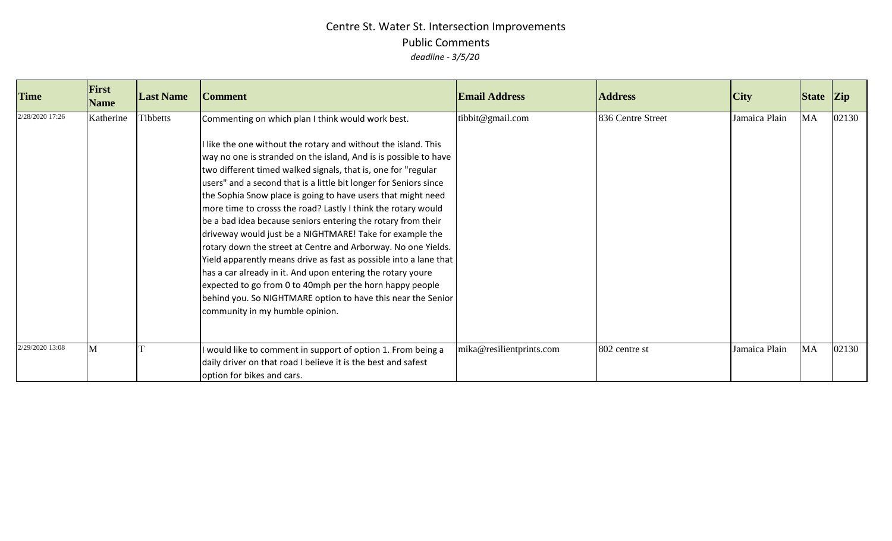# Centre St. Water St. Intersection Improvements

## Public Comments

*deadline - 3/5/20*

| Time | First Name | Last Name | Comment | Email Address | Address | City | State | Zip |
|---|---|---|---|---|---|---|---|---|
| 2/28/2020 17:26 | Katherine | Tibbetts | Commenting on which plan I think would work best.<br><br>I like the one without the rotary and without the island. This way no one is stranded on the island, And is is possible to have two different timed walked signals, that is, one for "regular users" and a second that is a little bit longer for Seniors since the Sophia Snow place is going to have users that might need more time to crosss the road? Lastly I think the rotary would be a bad idea because seniors entering the rotary from their driveway would just be a NIGHTMARE! Take for example the rotary down the street at Centre and Arborway. No one Yields. Yield apparently means drive as fast as possible into a lane that has a car already in it. And upon entering the rotary youre expected to go from 0 to 40mph per the horn happy people behind you. So NIGHTMARE option to have this near the Senior community in my humble opinion. | tibbit@gmail.com | 836 Centre Street | Jamaica Plain | MA | 02130 |
| 2/29/2020 13:08 | M | T | I would like to comment in support of option 1. From being a daily driver on that road I believe it is the best and safest option for bikes and cars. | mika@resilientprints.com | 802 centre st | Jamaica Plain | MA | 02130 |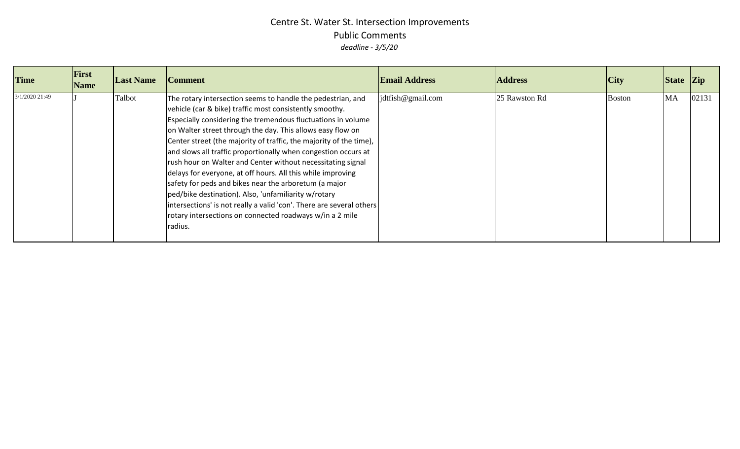# Centre St. Water St. Intersection Improvements

## Public Comments

*deadline - 3/5/20*

| Time | First Name | Last Name | Comment | Email Address | Address | City | State | Zip |
|---|---|---|---|---|---|---|---|---|
| 3/1/2020 21:49 | J | Talbot | The rotary intersection seems to handle the pedestrian, and vehicle (car & bike) traffic most consistently smoothy. Especially considering the tremendous fluctuations in volume on Walter street through the day. This allows easy flow on Center street (the majority of traffic, the majority of the time), and slows all traffic proportionally when congestion occurs at rush hour on Walter and Center without necessitating signal delays for everyone, at off hours. All this while improving safety for peds and bikes near the arboretum (a major ped/bike destination). Also, 'unfamiliarity w/rotary intersections' is not really a valid 'con'. There are several others rotary intersections on connected roadways w/in a 2 mile radius. | jdtfish@gmail.com | 25 Rawston Rd | Boston | MA | 02131 |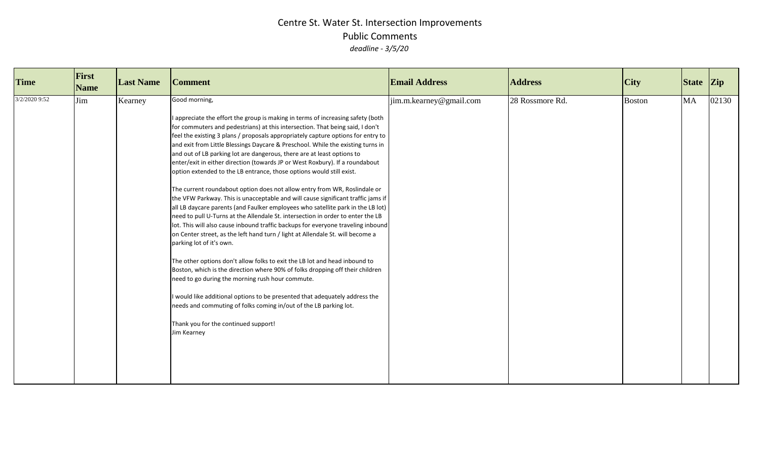# Centre St. Water St. Intersection Improvements

## Public Comments

*deadline - 3/5/20*

| Time | First Name | Last Name | Comment | Email Address | Address | City | State | Zip |
|---|---|---|---|---|---|---|---|---|
| 3/2/2020 9:52 | Jim | Kearney | Good morning,<br><br>I appreciate the effort the group is making in terms of increasing safety (both for commuters and pedestrians) at this intersection. That being said, I don't feel the existing 3 plans / proposals appropriately capture options for entry to and exit from Little Blessings Daycare & Preschool. While the existing turns in and out of LB parking lot are dangerous, there are at least options to enter/exit in either direction (towards JP or West Roxbury). If a roundabout option extended to the LB entrance, those options would still exist.<br><br>The current roundabout option does not allow entry from WR, Roslindale or the VFW Parkway. This is unacceptable and will cause significant traffic jams if all LB daycare parents (and Faulker employees who satellite park in the LB lot) need to pull U-Turns at the Allendale St. intersection in order to enter the LB lot. This will also cause inbound traffic backups for everyone traveling inbound on Center street, as the left hand turn / light at Allendale St. will become a parking lot of it's own.<br><br>The other options don't allow folks to exit the LB lot and head inbound to Boston, which is the direction where 90% of folks dropping off their children need to go during the morning rush hour commute.<br><br>I would like additional options to be presented that adequately address the needs and commuting of folks coming in/out of the LB parking lot.<br><br>Thank you for the continued support!<br>Jim Kearney | jim.m.kearney@gmail.com | 28 Rossmore Rd. | Boston | MA | 02130 |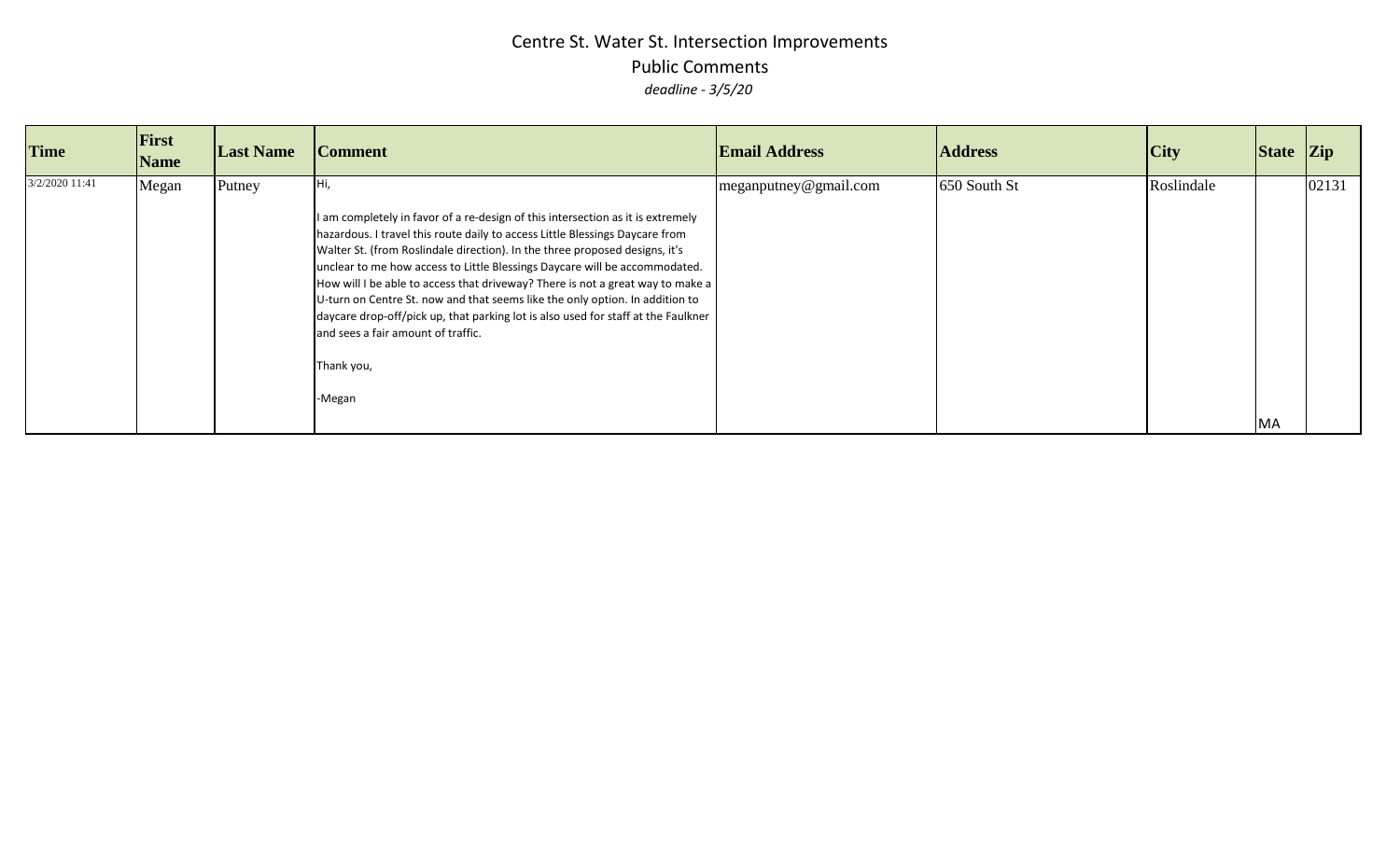# Centre St. Water St. Intersection Improvements

## Public Comments

*deadline - 3/5/20*

| Time | First Name | Last Name | Comment | Email Address | Address | City | State | Zip |
|---|---|---|---|---|---|---|---|---|
| 3/2/2020 11:41 | Megan | Putney | Hi,<br><br>I am completely in favor of a re-design of this intersection as it is extremely hazardous. I travel this route daily to access Little Blessings Daycare from Walter St. (from Roslindale direction). In the three proposed designs, it's unclear to me how access to Little Blessings Daycare will be accommodated. How will I be able to access that driveway? There is not a great way to make a U-turn on Centre St. now and that seems like the only option. In addition to daycare drop-off/pick up, that parking lot is also used for staff at the Faulkner and sees a fair amount of traffic.<br><br>Thank you,<br><br>-Megan | meganputney@gmail.com | 650 South St | Roslindale | MA | 02131 |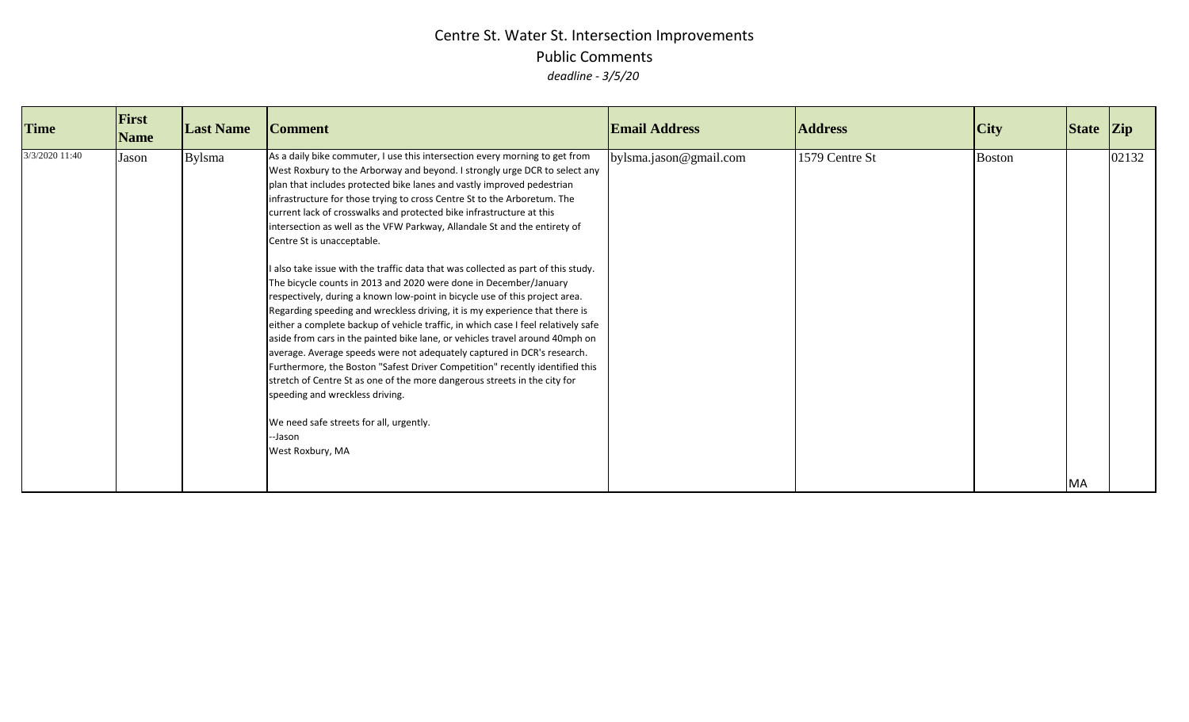# Centre St. Water St. Intersection Improvements

## Public Comments

*deadline - 3/5/20*

| Time | First Name | Last Name | Comment | Email Address | Address | City | State | Zip |
|---|---|---|---|---|---|---|---|---|
| 3/3/2020 11:40 | Jason | Bylsma | As a daily bike commuter, I use this intersection every morning to get from West Roxbury to the Arborway and beyond. I strongly urge DCR to select any plan that includes protected bike lanes and vastly improved pedestrian infrastructure for those trying to cross Centre St to the Arboretum. The current lack of crosswalks and protected bike infrastructure at this intersection as well as the VFW Parkway, Allandale St and the entirety of Centre St is unacceptable.<br><br>I also take issue with the traffic data that was collected as part of this study. The bicycle counts in 2013 and 2020 were done in December/January respectively, during a known low-point in bicycle use of this project area. Regarding speeding and wreckless driving, it is my experience that there is either a complete backup of vehicle traffic, in which case I feel relatively safe aside from cars in the painted bike lane, or vehicles travel around 40mph on average. Average speeds were not adequately captured in DCR's research. Furthermore, the Boston "Safest Driver Competition" recently identified this stretch of Centre St as one of the more dangerous streets in the city for speeding and wreckless driving.<br><br>We need safe streets for all, urgently.<br>--Jason<br>West Roxbury, MA | bylsma.jason@gmail.com | 1579 Centre St | Boston | MA | 02132 |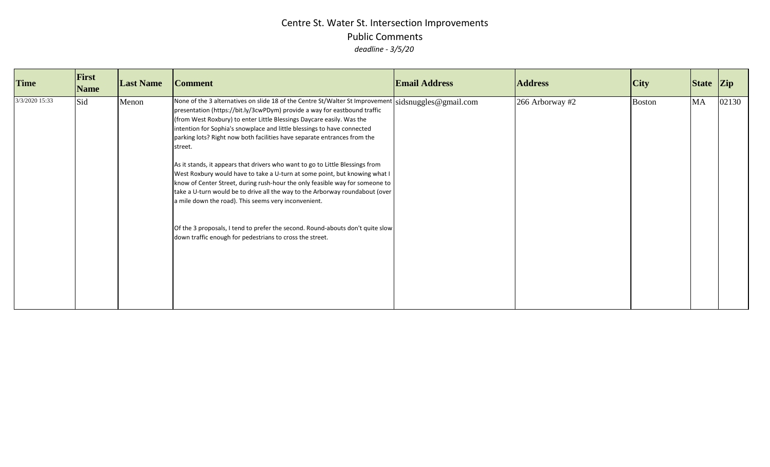# Centre St. Water St. Intersection Improvements

## Public Comments

*deadline - 3/5/20*

| Time | First Name | Last Name | Comment | Email Address | Address | City | State | Zip |
|---|---|---|---|---|---|---|---|---|
| 3/3/2020 15:33 | Sid | Menon | None of the 3 alternatives on slide 18 of the Centre St/Walter St Improvement presentation (https://bit.ly/3cwPDym) provide a way for eastbound traffic (from West Roxbury) to enter Little Blessings Daycare easily. Was the intention for Sophia's snowplace and little blessings to have connected parking lots? Right now both facilities have separate entrances from the street.<br><br>As it stands, it appears that drivers who want to go to Little Blessings from West Roxbury would have to take a U-turn at some point, but knowing what I know of Center Street, during rush-hour the only feasible way for someone to take a U-turn would be to drive all the way to the Arborway roundabout (over a mile down the road). This seems very inconvenient.<br><br>Of the 3 proposals, I tend to prefer the second. Round-abouts don't quite slow down traffic enough for pedestrians to cross the street. | sidsnuggles@gmail.com | 266 Arborway #2 | Boston | MA | 02130 |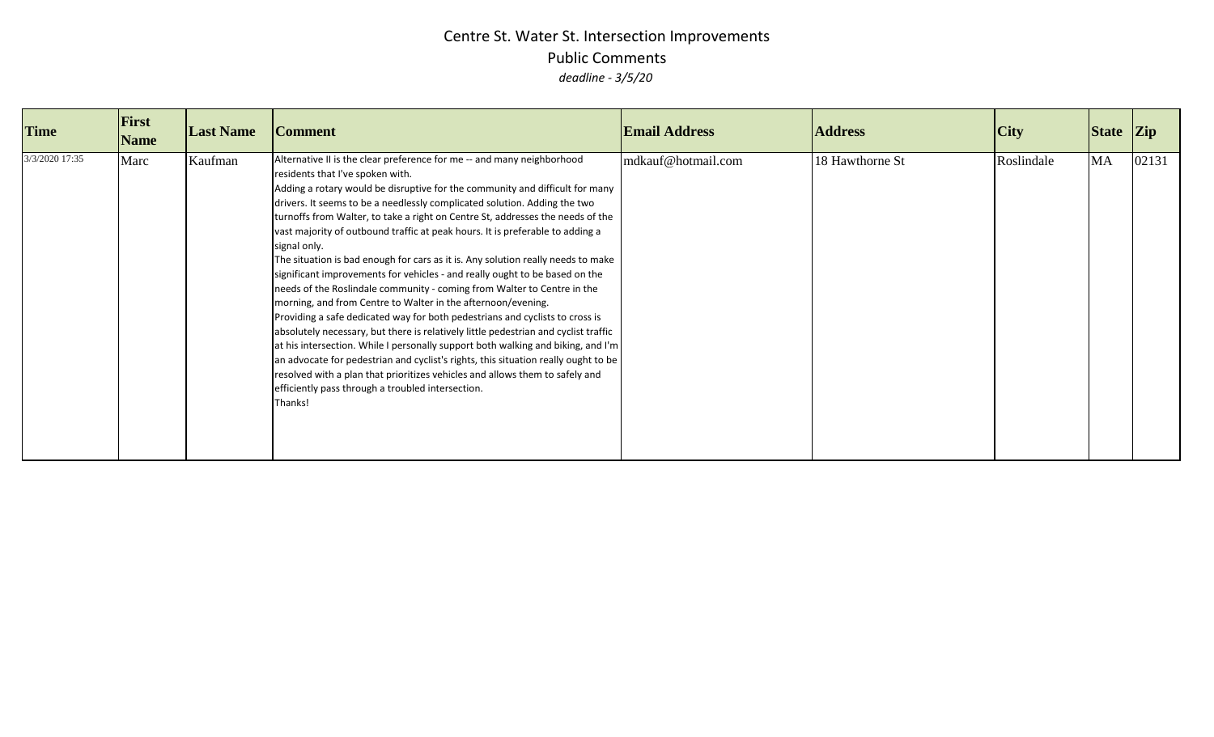# Centre St. Water St. Intersection Improvements

## Public Comments

*deadline - 3/5/20*

| Time | First Name | Last Name | Comment | Email Address | Address | City | State | Zip |
|---|---|---|---|---|---|---|---|---|
| 3/3/2020 17:35 | Marc | Kaufman | Alternative II is the clear preference for me -- and many neighborhood residents that I've spoken with.<br>Adding a rotary would be disruptive for the community and difficult for many drivers. It seems to be a needlessly complicated solution. Adding the two turnoffs from Walter, to take a right on Centre St, addresses the needs of the vast majority of outbound traffic at peak hours. It is preferable to adding a signal only.<br>The situation is bad enough for cars as it is. Any solution really needs to make significant improvements for vehicles - and really ought to be based on the needs of the Roslindale community - coming from Walter to Centre in the morning, and from Centre to Walter in the afternoon/evening.<br>Providing a safe dedicated way for both pedestrians and cyclists to cross is absolutely necessary, but there is relatively little pedestrian and cyclist traffic at his intersection. While I personally support both walking and biking, and I'm an advocate for pedestrian and cyclist's rights, this situation really ought to be resolved with a plan that prioritizes vehicles and allows them to safely and efficiently pass through a troubled intersection.<br>Thanks! | mdkauf@hotmail.com | 18 Hawthorne St | Roslindale | MA | 02131 |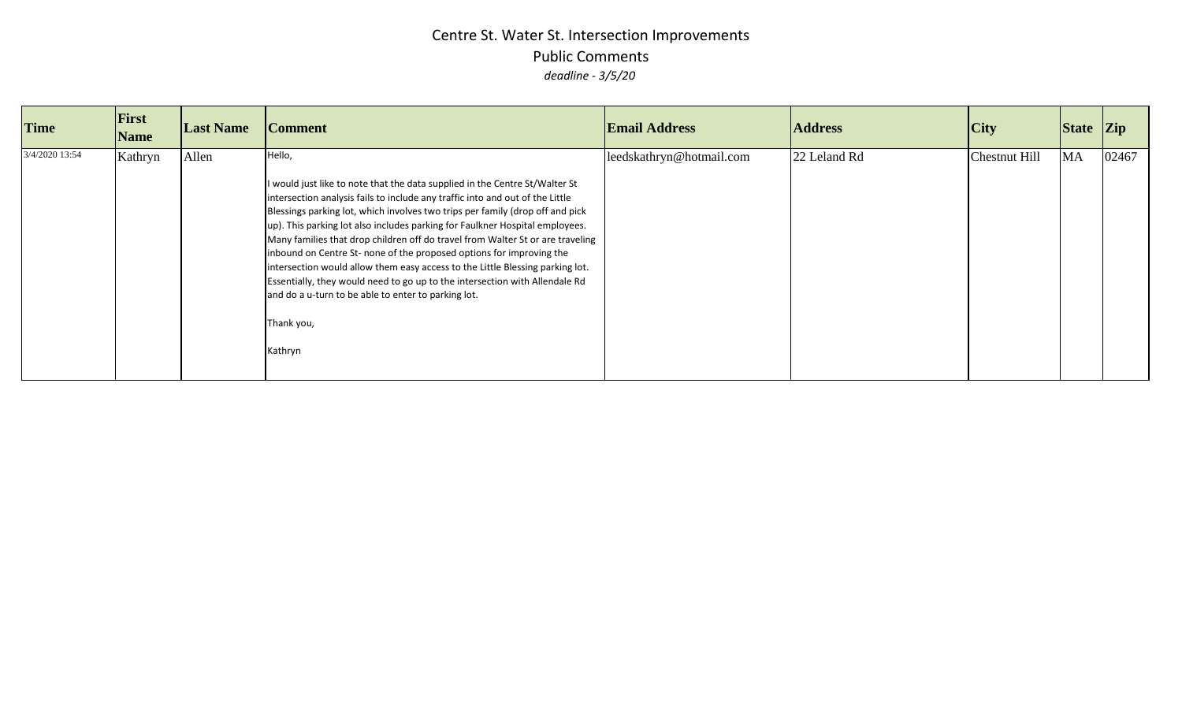# Centre St. Water St. Intersection Improvements

## Public Comments

*deadline - 3/5/20*

| Time | First Name | Last Name | Comment | Email Address | Address | City | State | Zip |
|---|---|---|---|---|---|---|---|---|
| 3/4/2020 13:54 | Kathryn | Allen | Hello,<br><br>I would just like to note that the data supplied in the Centre St/Walter St intersection analysis fails to include any traffic into and out of the Little Blessings parking lot, which involves two trips per family (drop off and pick up). This parking lot also includes parking for Faulkner Hospital employees. Many families that drop children off do travel from Walter St or are traveling inbound on Centre St- none of the proposed options for improving the intersection would allow them easy access to the Little Blessing parking lot. Essentially, they would need to go up to the intersection with Allendale Rd and do a u-turn to be able to enter to parking lot.<br><br>Thank you,<br><br>Kathryn | leedskathryn@hotmail.com | 22 Leland Rd | Chestnut Hill | MA | 02467 |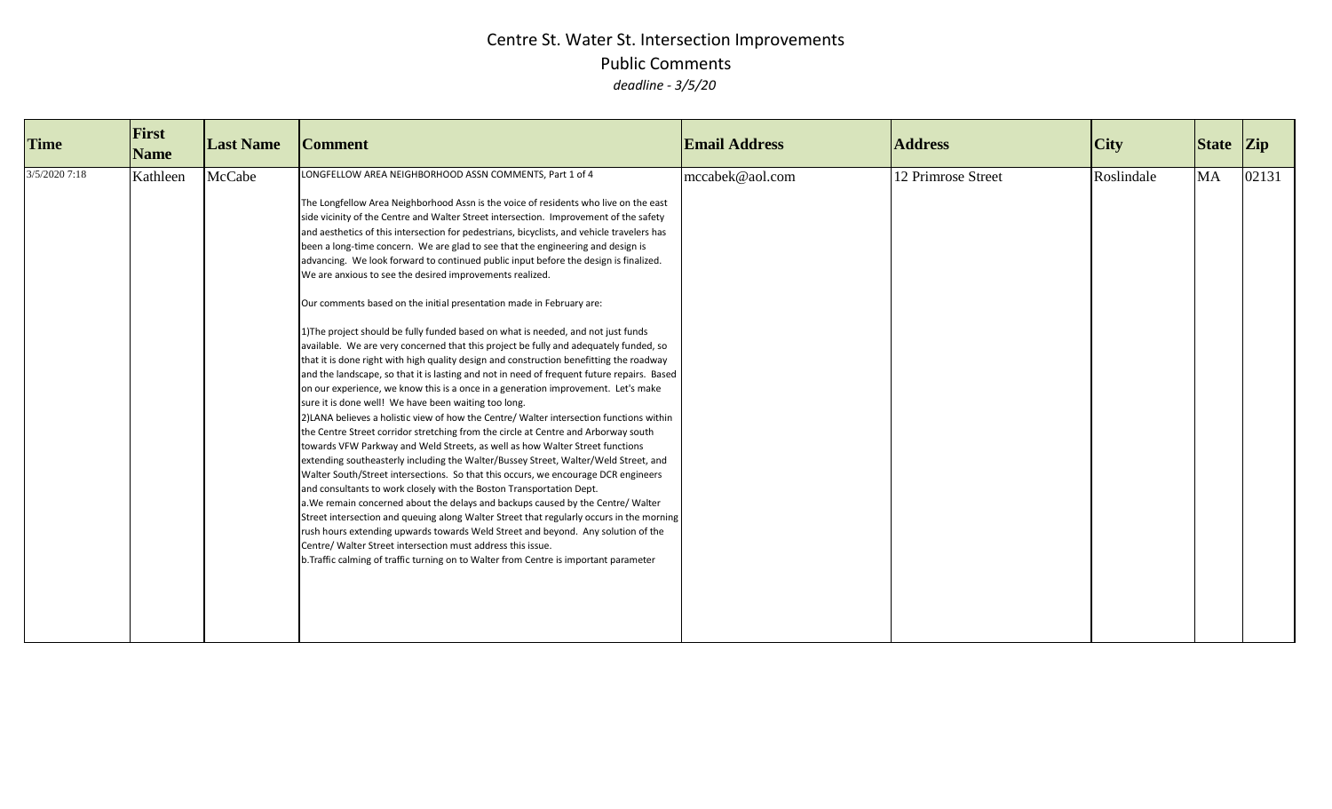# Centre St. Water St. Intersection Improvements

## Public Comments

*deadline - 3/5/20*

| Time | First Name | Last Name | Comment | Email Address | Address | City | State | Zip |
|---|---|---|---|---|---|---|---|---|
| 3/5/2020 7:18 | Kathleen | McCabe | LONGFELLOW AREA NEIGHBORHOOD ASSN COMMENTS, Part 1 of 4<br><br>The Longfellow Area Neighborhood Assn is the voice of residents who live on the east side vicinity of the Centre and Walter Street intersection. Improvement of the safety and aesthetics of this intersection for pedestrians, bicyclists, and vehicle travelers has been a long-time concern. We are glad to see that the engineering and design is advancing. We look forward to continued public input before the design is finalized. We are anxious to see the desired improvements realized.<br><br>Our comments based on the initial presentation made in February are:<br><br>1)The project should be fully funded based on what is needed, and not just funds available. We are very concerned that this project be fully and adequately funded, so that it is done right with high quality design and construction benefitting the roadway and the landscape, so that it is lasting and not in need of frequent future repairs. Based on our experience, we know this is a once in a generation improvement. Let's make sure it is done well! We have been waiting too long.<br>2)LANA believes a holistic view of how the Centre/ Walter intersection functions within the Centre Street corridor stretching from the circle at Centre and Arborway south towards VFW Parkway and Weld Streets, as well as how Walter Street functions extending southeasterly including the Walter/Bussey Street, Walter/Weld Street, and Walter South/Street intersections. So that this occurs, we encourage DCR engineers and consultants to work closely with the Boston Transportation Dept.<br>a.We remain concerned about the delays and backups caused by the Centre/ Walter Street intersection and queuing along Walter Street that regularly occurs in the morning rush hours extending upwards towards Weld Street and beyond. Any solution of the Centre/ Walter Street intersection must address this issue.<br>b.Traffic calming of traffic turning on to Walter from Centre is important parameter | mccabek@aol.com | 12 Primrose Street | Roslindale | MA | 02131 |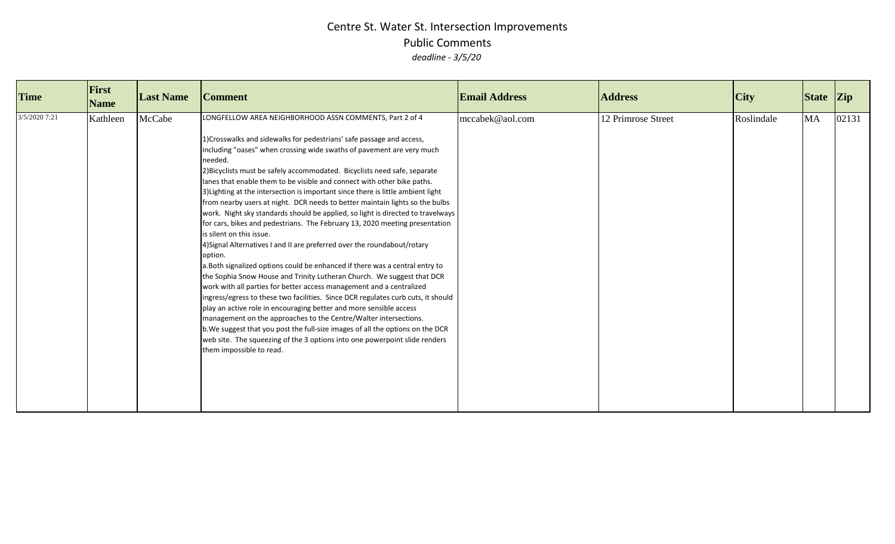# Centre St. Water St. Intersection Improvements

## Public Comments

*deadline - 3/5/20*

| Time | First Name | Last Name | Comment | Email Address | Address | City | State | Zip |
|---|---|---|---|---|---|---|---|---|
| 3/5/2020 7:21 | Kathleen | McCabe | LONGFELLOW AREA NEIGHBORHOOD ASSN COMMENTS, Part 2 of 4<br><br>1)Crosswalks and sidewalks for pedestrians' safe passage and access, including "oases" when crossing wide swaths of pavement are very much needed.<br>2)Bicyclists must be safely accommodated. Bicyclists need safe, separate lanes that enable them to be visible and connect with other bike paths.<br>3)Lighting at the intersection is important since there is little ambient light from nearby users at night. DCR needs to better maintain lights so the bulbs work. Night sky standards should be applied, so light is directed to travelways for cars, bikes and pedestrians. The February 13, 2020 meeting presentation is silent on this issue.<br>4)Signal Alternatives I and II are preferred over the roundabout/rotary option.<br>a.Both signalized options could be enhanced if there was a central entry to the Sophia Snow House and Trinity Lutheran Church. We suggest that DCR work with all parties for better access management and a centralized ingress/egress to these two facilities. Since DCR regulates curb cuts, it should play an active role in encouraging better and more sensible access management on the approaches to the Centre/Walter intersections.<br>b.We suggest that you post the full-size images of all the options on the DCR web site. The squeezing of the 3 options into one powerpoint slide renders them impossible to read. | mccabek@aol.com | 12 Primrose Street | Roslindale | MA | 02131 |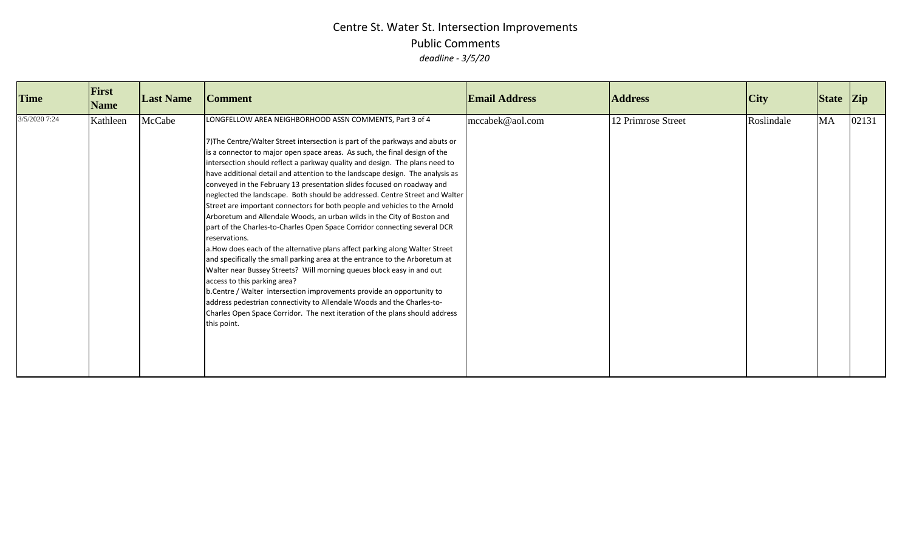# Centre St. Water St. Intersection Improvements

## Public Comments

*deadline - 3/5/20*

| Time | First Name | Last Name | Comment | Email Address | Address | City | State | Zip |
|---|---|---|---|---|---|---|---|---|
| 3/5/2020 7:24 | Kathleen | McCabe | LONGFELLOW AREA NEIGHBORHOOD ASSN COMMENTS, Part 3 of 4<br><br>7)The Centre/Walter Street intersection is part of the parkways and abuts or is a connector to major open space areas. As such, the final design of the intersection should reflect a parkway quality and design. The plans need to have additional detail and attention to the landscape design. The analysis as conveyed in the February 13 presentation slides focused on roadway and neglected the landscape. Both should be addressed. Centre Street and Walter Street are important connectors for both people and vehicles to the Arnold Arboretum and Allendale Woods, an urban wilds in the City of Boston and part of the Charles-to-Charles Open Space Corridor connecting several DCR reservations.<br>a.How does each of the alternative plans affect parking along Walter Street and specifically the small parking area at the entrance to the Arboretum at Walter near Bussey Streets? Will morning queues block easy in and out access to this parking area?<br>b.Centre / Walter intersection improvements provide an opportunity to address pedestrian connectivity to Allendale Woods and the Charles-to-Charles Open Space Corridor. The next iteration of the plans should address this point. | mccabek@aol.com | 12 Primrose Street | Roslindale | MA | 02131 |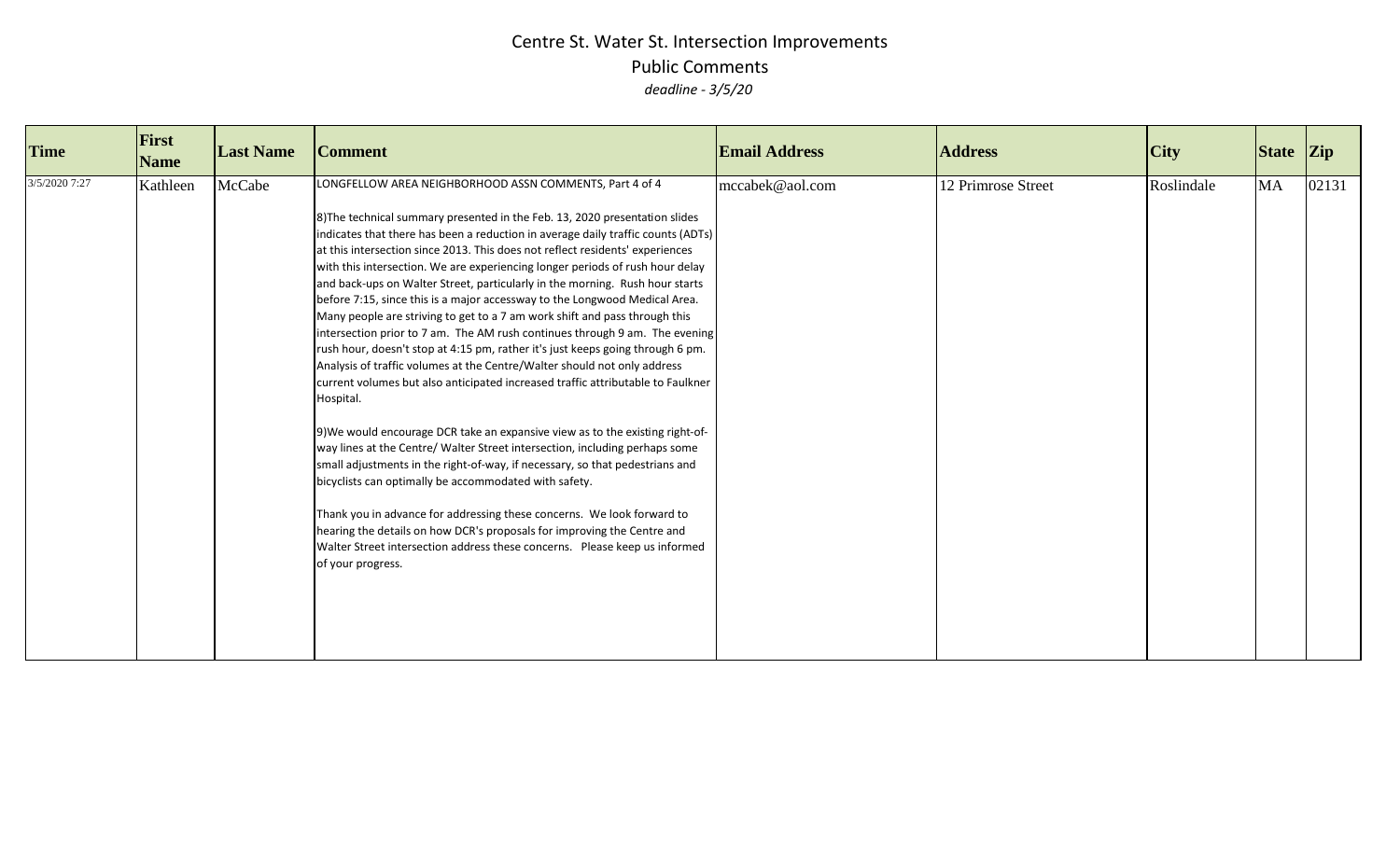# Centre St. Water St. Intersection Improvements

## Public Comments

*deadline - 3/5/20*

| Time | First Name | Last Name | Comment | Email Address | Address | City | State | Zip |
|---|---|---|---|---|---|---|---|---|
| 3/5/2020 7:27 | Kathleen | McCabe | LONGFELLOW AREA NEIGHBORHOOD ASSN COMMENTS, Part 4 of 4<br><br>8)The technical summary presented in the Feb. 13, 2020 presentation slides indicates that there has been a reduction in average daily traffic counts (ADTs) at this intersection since 2013. This does not reflect residents' experiences with this intersection. We are experiencing longer periods of rush hour delay and back-ups on Walter Street, particularly in the morning. Rush hour starts before 7:15, since this is a major accessway to the Longwood Medical Area. Many people are striving to get to a 7 am work shift and pass through this intersection prior to 7 am. The AM rush continues through 9 am. The evening rush hour, doesn't stop at 4:15 pm, rather it's just keeps going through 6 pm. Analysis of traffic volumes at the Centre/Walter should not only address current volumes but also anticipated increased traffic attributable to Faulkner Hospital.<br><br>9)We would encourage DCR take an expansive view as to the existing right-of-way lines at the Centre/ Walter Street intersection, including perhaps some small adjustments in the right-of-way, if necessary, so that pedestrians and bicyclists can optimally be accommodated with safety.<br><br>Thank you in advance for addressing these concerns. We look forward to hearing the details on how DCR's proposals for improving the Centre and Walter Street intersection address these concerns. Please keep us informed of your progress. | mccabek@aol.com | 12 Primrose Street | Roslindale | MA | 02131 |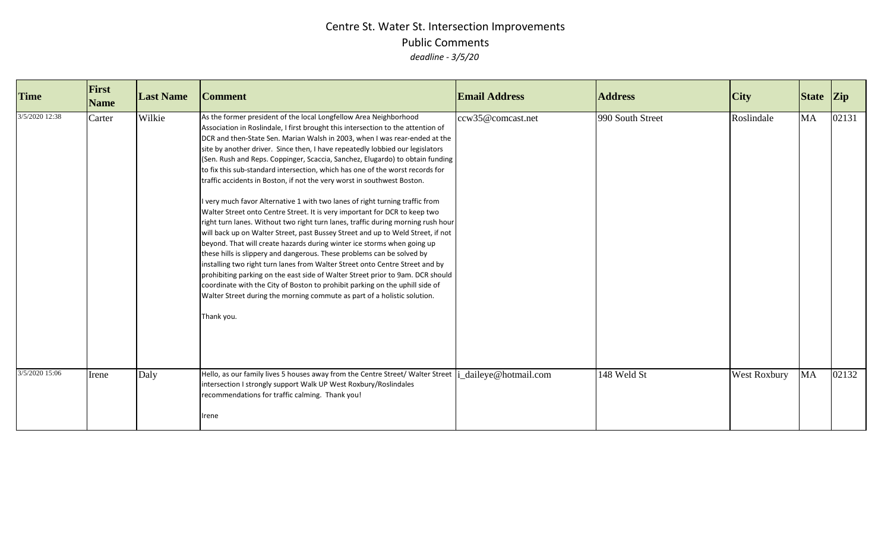# Centre St. Water St. Intersection Improvements

## Public Comments

*deadline - 3/5/20*

| Time | First Name | Last Name | Comment | Email Address | Address | City | State | Zip |
|---|---|---|---|---|---|---|---|---|
| 3/5/2020 12:38 | Carter | Wilkie | As the former president of the local Longfellow Area Neighborhood Association in Roslindale, I first brought this intersection to the attention of DCR and then-State Sen. Marian Walsh in 2003, when I was rear-ended at the site by another driver. Since then, I have repeatedly lobbied our legislators (Sen. Rush and Reps. Coppinger, Scaccia, Sanchez, Elugardo) to obtain funding to fix this sub-standard intersection, which has one of the worst records for traffic accidents in Boston, if not the very worst in southwest Boston.<br><br>I very much favor Alternative 1 with two lanes of right turning traffic from Walter Street onto Centre Street. It is very important for DCR to keep two right turn lanes. Without two right turn lanes, traffic during morning rush hour will back up on Walter Street, past Bussey Street and up to Weld Street, if not beyond. That will create hazards during winter ice storms when going up these hills is slippery and dangerous. These problems can be solved by installing two right turn lanes from Walter Street onto Centre Street and by prohibiting parking on the east side of Walter Street prior to 9am. DCR should coordinate with the City of Boston to prohibit parking on the uphill side of Walter Street during the morning commute as part of a holistic solution.<br><br>Thank you. | ccw35@comcast.net | 990 South Street | Roslindale | MA | 02131 |
| 3/5/2020 15:06 | Irene | Daly | Hello, as our family lives 5 houses away from the Centre Street/ Walter Street intersection I strongly support Walk UP West Roxbury/Roslindales recommendations for traffic calming. Thank you!<br><br>Irene | i_daileye@hotmail.com | 148 Weld St | West Roxbury | MA | 02132 |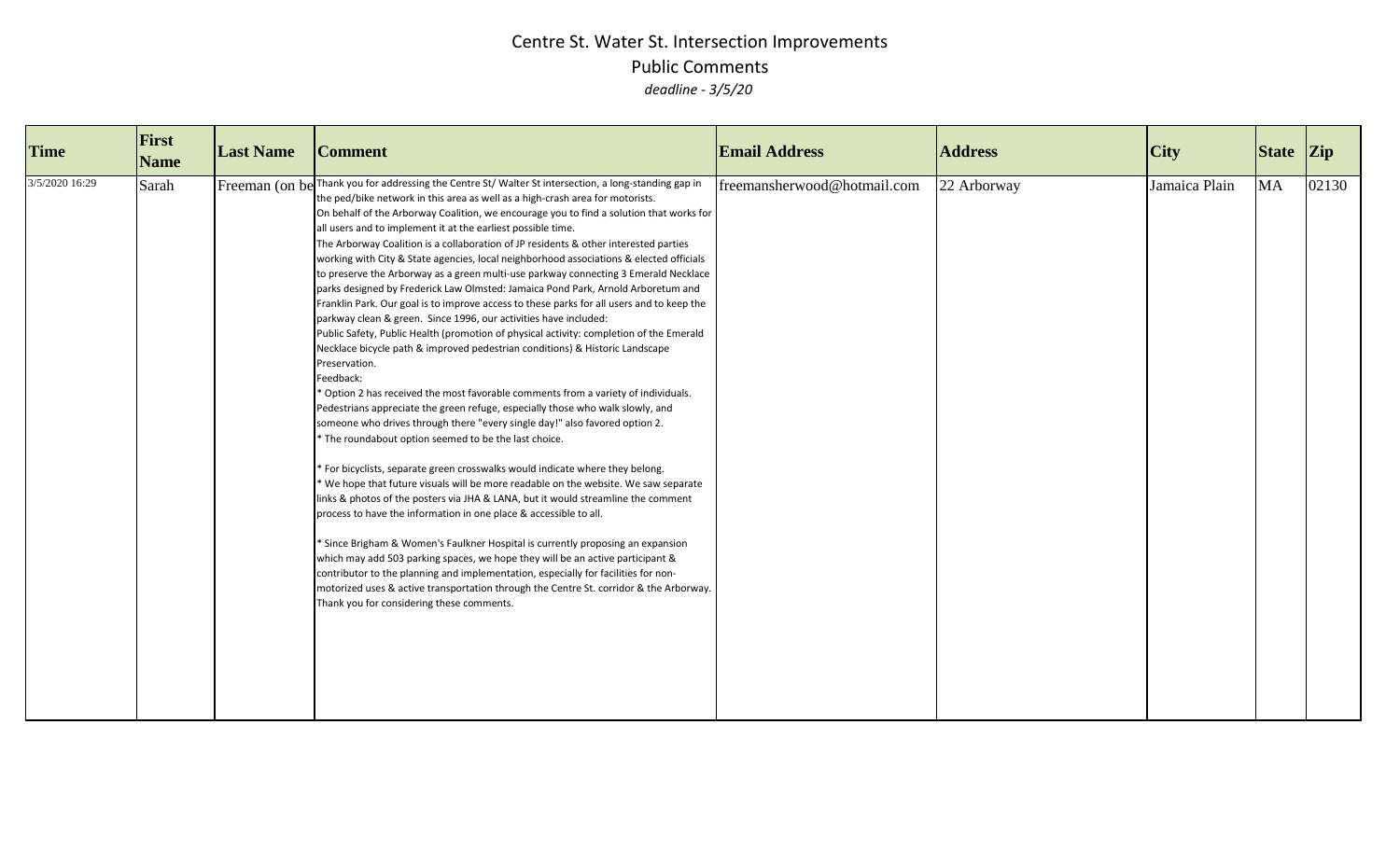# Centre St. Water St. Intersection Improvements

## Public Comments

*deadline - 3/5/20*

| Time | First Name | Last Name | Comment | Email Address | Address | City | State | Zip |
|---|---|---|---|---|---|---|---|---|
| 3/5/2020 16:29 | Sarah | Freeman (on be | Thank you for addressing the Centre St/ Walter St intersection, a long-standing gap in the ped/bike network in this area as well as a high-crash area for motorists.<br>On behalf of the Arborway Coalition, we encourage you to find a solution that works for all users and to implement it at the earliest possible time.<br>The Arborway Coalition is a collaboration of JP residents & other interested parties working with City & State agencies, local neighborhood associations & elected officials to preserve the Arborway as a green multi-use parkway connecting 3 Emerald Necklace parks designed by Frederick Law Olmsted: Jamaica Pond Park, Arnold Arboretum and Franklin Park. Our goal is to improve access to these parks for all users and to keep the parkway clean & green. Since 1996, our activities have included:<br>Public Safety, Public Health (promotion of physical activity: completion of the Emerald Necklace bicycle path & improved pedestrian conditions) & Historic Landscape Preservation.<br>Feedback:<br>* Option 2 has received the most favorable comments from a variety of individuals. Pedestrians appreciate the green refuge, especially those who walk slowly, and someone who drives through there "every single day!" also favored option 2.<br>* The roundabout option seemed to be the last choice.<br><br>* For bicyclists, separate green crosswalks would indicate where they belong.<br>* We hope that future visuals will be more readable on the website. We saw separate links & photos of the posters via JHA & LANA, but it would streamline the comment process to have the information in one place & accessible to all.<br><br>* Since Brigham & Women's Faulkner Hospital is currently proposing an expansion which may add 503 parking spaces, we hope they will be an active participant & contributor to the planning and implementation, especially for facilities for non-motorized uses & active transportation through the Centre St. corridor & the Arborway.<br>Thank you for considering these comments. | freemansherwood@hotmail.com | 22 Arborway | Jamaica Plain | MA | 02130 |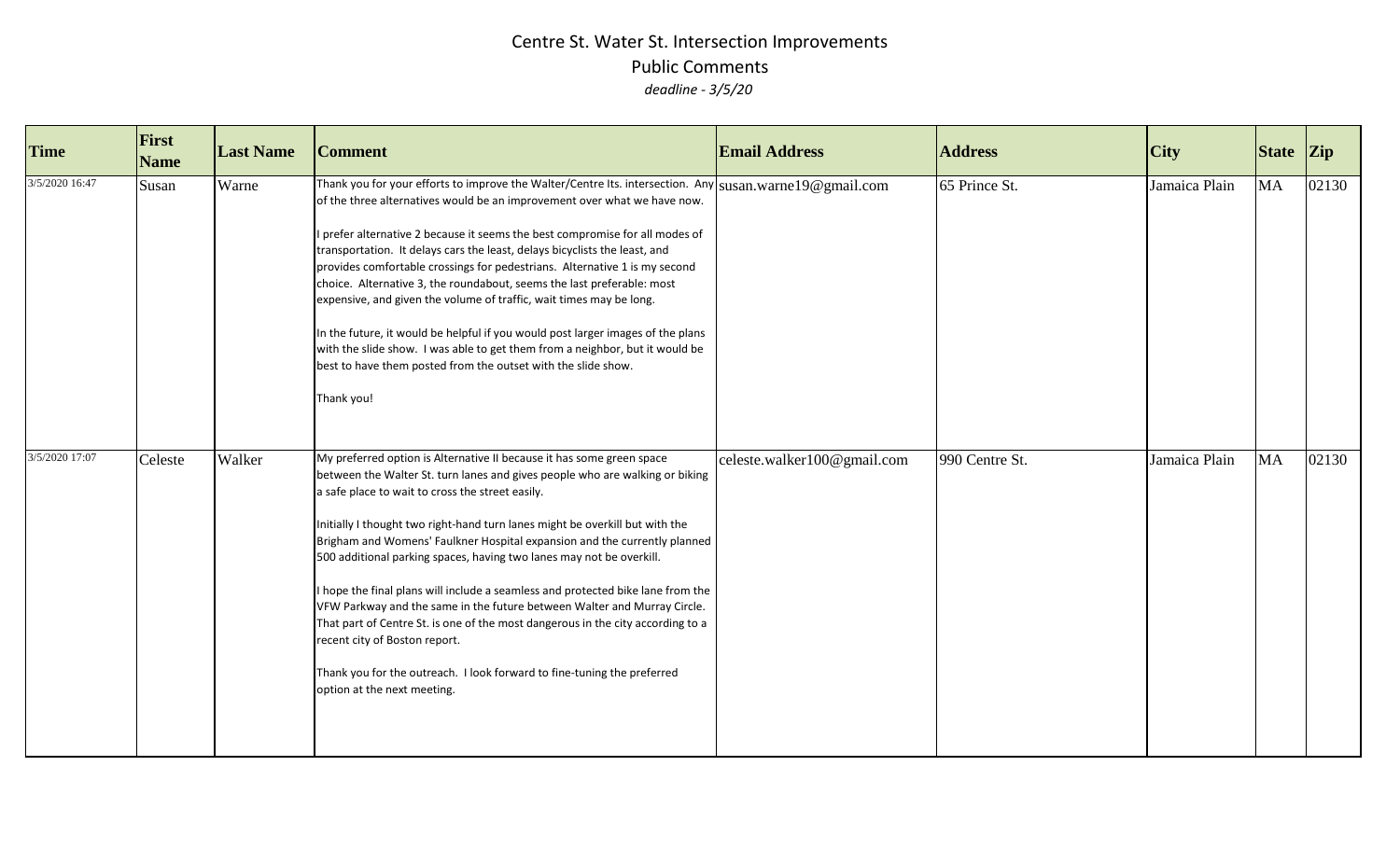# Centre St. Water St. Intersection Improvements

## Public Comments

*deadline - 3/5/20*

| Time | First Name | Last Name | Comment | Email Address | Address | City | State | Zip |
|---|---|---|---|---|---|---|---|---|
| 3/5/2020 16:47 | Susan | Warne | Thank you for your efforts to improve the Walter/Centre Its. intersection. Any of the three alternatives would be an improvement over what we have now.<br><br>I prefer alternative 2 because it seems the best compromise for all modes of transportation. It delays cars the least, delays bicyclists the least, and provides comfortable crossings for pedestrians. Alternative 1 is my second choice. Alternative 3, the roundabout, seems the last preferable: most expensive, and given the volume of traffic, wait times may be long.<br><br>In the future, it would be helpful if you would post larger images of the plans with the slide show. I was able to get them from a neighbor, but it would be best to have them posted from the outset with the slide show.<br><br>Thank you! | susan.warne19@gmail.com | 65 Prince St. | Jamaica Plain | MA | 02130 |
| 3/5/2020 17:07 | Celeste | Walker | My preferred option is Alternative II because it has some green space between the Walter St. turn lanes and gives people who are walking or biking a safe place to wait to cross the street easily.<br><br>Initially I thought two right-hand turn lanes might be overkill but with the Brigham and Womens' Faulkner Hospital expansion and the currently planned 500 additional parking spaces, having two lanes may not be overkill.<br><br>I hope the final plans will include a seamless and protected bike lane from the VFW Parkway and the same in the future between Walter and Murray Circle. That part of Centre St. is one of the most dangerous in the city according to a recent city of Boston report.<br><br>Thank you for the outreach. I look forward to fine-tuning the preferred option at the next meeting. | celeste.walker100@gmail.com | 990 Centre St. | Jamaica Plain | MA | 02130 |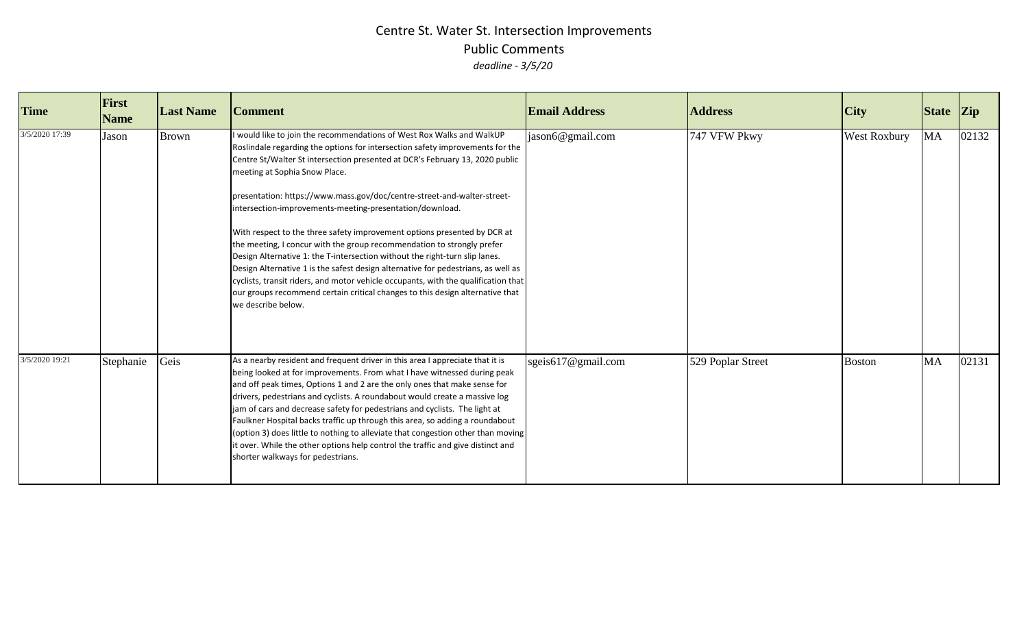# Centre St. Water St. Intersection Improvements

## Public Comments

*deadline - 3/5/20*

| Time | First Name | Last Name | Comment | Email Address | Address | City | State | Zip |
|---|---|---|---|---|---|---|---|---|
| 3/5/2020 17:39 | Jason | Brown | I would like to join the recommendations of West Rox Walks and WalkUP Roslindale regarding the options for intersection safety improvements for the Centre St/Walter St intersection presented at DCR's February 13, 2020 public meeting at Sophia Snow Place.<br><br>presentation: https://www.mass.gov/doc/centre-street-and-walter-street-intersection-improvements-meeting-presentation/download.<br><br>With respect to the three safety improvement options presented by DCR at the meeting, I concur with the group recommendation to strongly prefer Design Alternative 1: the T-intersection without the right-turn slip lanes. Design Alternative 1 is the safest design alternative for pedestrians, as well as cyclists, transit riders, and motor vehicle occupants, with the qualification that our groups recommend certain critical changes to this design alternative that we describe below. | jason6@gmail.com | 747 VFW Pkwy | West Roxbury | MA | 02132 |
| 3/5/2020 19:21 | Stephanie | Geis | As a nearby resident and frequent driver in this area I appreciate that it is being looked at for improvements. From what I have witnessed during peak and off peak times, Options 1 and 2 are the only ones that make sense for drivers, pedestrians and cyclists. A roundabout would create a massive log jam of cars and decrease safety for pedestrians and cyclists. The light at Faulkner Hospital backs traffic up through this area, so adding a roundabout (option 3) does little to nothing to alleviate that congestion other than moving it over. While the other options help control the traffic and give distinct and shorter walkways for pedestrians. | sgeis617@gmail.com | 529 Poplar Street | Boston | MA | 02131 |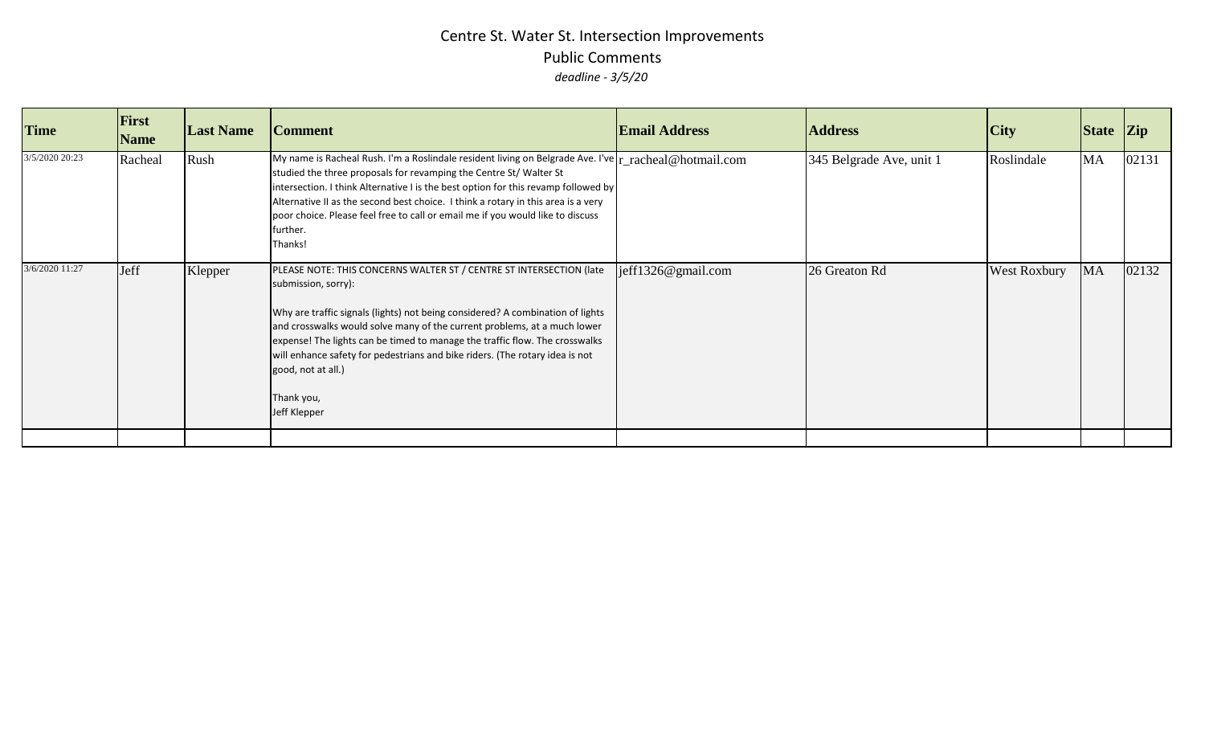# Centre St. Water St. Intersection Improvements

## Public Comments

*deadline - 3/5/20*

| Time | First Name | Last Name | Comment | Email Address | Address | City | State | Zip |
|---|---|---|---|---|---|---|---|---|
| 3/5/2020 20:23 | Racheal | Rush | My name is Racheal Rush. I'm a Roslindale resident living on Belgrade Ave. I've studied the three proposals for revamping the Centre St/ Walter St intersection. I think Alternative I is the best option for this revamp followed by Alternative II as the second best choice. I think a rotary in this area is a very poor choice. Please feel free to call or email me if you would like to discuss further.<br>Thanks! | r_racheal@hotmail.com | 345 Belgrade Ave, unit 1 | Roslindale | MA | 02131 |
| 3/6/2020 11:27 | Jeff | Klepper | PLEASE NOTE: THIS CONCERNS WALTER ST / CENTRE ST INTERSECTION (late submission, sorry):<br><br>Why are traffic signals (lights) not being considered? A combination of lights and crosswalks would solve many of the current problems, at a much lower expense! The lights can be timed to manage the traffic flow. The crosswalks will enhance safety for pedestrians and bike riders. (The rotary idea is not good, not at all.)<br><br>Thank you,<br>Jeff Klepper | jeff1326@gmail.com | 26 Greaton Rd | West Roxbury | MA | 02132 |
| | | | | | | | | |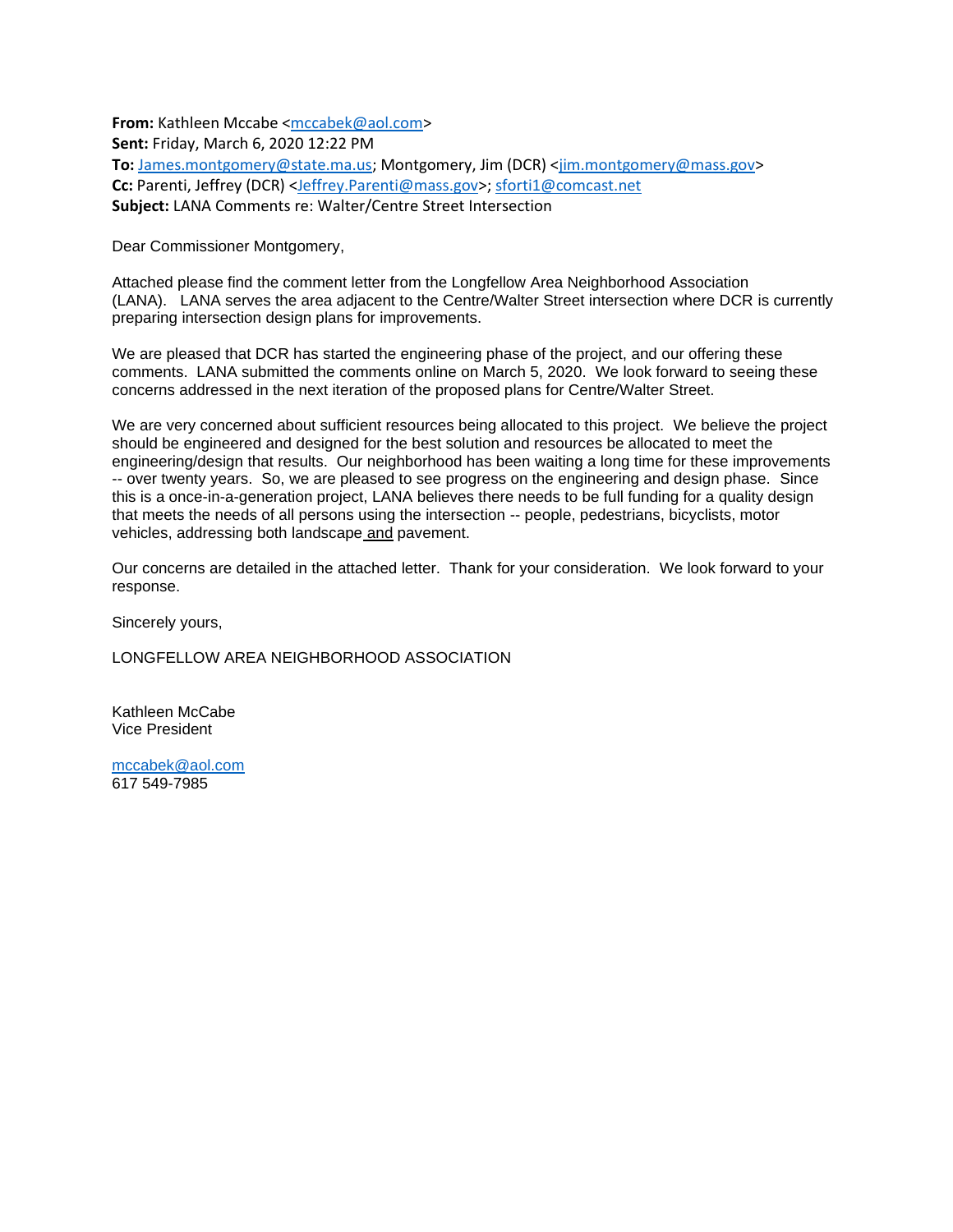**From:** Kathleen Mccabe <mccabek@aol.com>
**Sent:** Friday, March 6, 2020 12:22 PM
**To:** James.montgomery@state.ma.us; Montgomery, Jim (DCR) <jim.montgomery@mass.gov>
**Cc:** Parenti, Jeffrey (DCR) <Jeffrey.Parenti@mass.gov>; sforti1@comcast.net
**Subject:** LANA Comments re: Walter/Centre Street Intersection

Dear Commissioner Montgomery,

Attached please find the comment letter from the Longfellow Area Neighborhood Association (LANA). LANA serves the area adjacent to the Centre/Walter Street intersection where DCR is currently preparing intersection design plans for improvements.

We are pleased that DCR has started the engineering phase of the project, and our offering these comments. LANA submitted the comments online on March 5, 2020. We look forward to seeing these concerns addressed in the next iteration of the proposed plans for Centre/Walter Street.

We are very concerned about sufficient resources being allocated to this project. We believe the project should be engineered and designed for the best solution and resources be allocated to meet the engineering/design that results. Our neighborhood has been waiting a long time for these improvements -- over twenty years. So, we are pleased to see progress on the engineering and design phase. Since this is a once-in-a-generation project, LANA believes there needs to be full funding for a quality design that meets the needs of all persons using the intersection -- people, pedestrians, bicyclists, motor vehicles, addressing both landscape and pavement.

Our concerns are detailed in the attached letter. Thank for your consideration. We look forward to your response.

Sincerely yours,

LONGFELLOW AREA NEIGHBORHOOD ASSOCIATION

Kathleen McCabe
Vice President

mccabek@aol.com
617 549-7985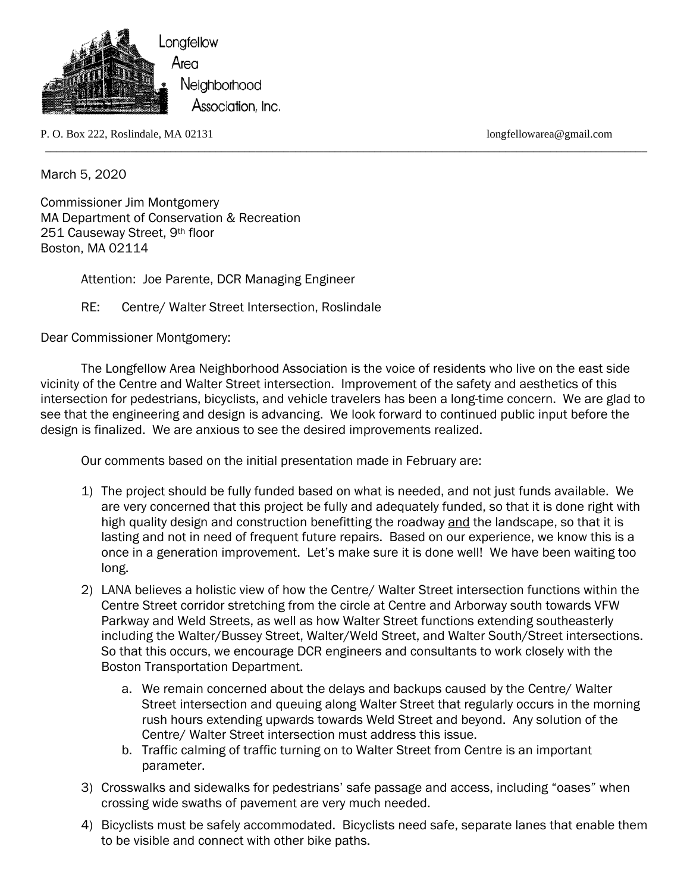Longfellow Area Neighborhood Association, Inc.

P. O. Box 222, Roslindale, MA 02131 longfellowarea@gmail.com

March 5, 2020

Commissioner Jim Montgomery
MA Department of Conservation & Recreation
251 Causeway Street, 9th floor
Boston, MA 02114

Attention: Joe Parente, DCR Managing Engineer

RE: Centre/ Walter Street Intersection, Roslindale

Dear Commissioner Montgomery:

The Longfellow Area Neighborhood Association is the voice of residents who live on the east side vicinity of the Centre and Walter Street intersection. Improvement of the safety and aesthetics of this intersection for pedestrians, bicyclists, and vehicle travelers has been a long-time concern. We are glad to see that the engineering and design is advancing. We look forward to continued public input before the design is finalized. We are anxious to see the desired improvements realized.

Our comments based on the initial presentation made in February are:

1) The project should be fully funded based on what is needed, and not just funds available. We are very concerned that this project be fully and adequately funded, so that it is done right with high quality design and construction benefitting the roadway <u>and</u> the landscape, so that it is lasting and not in need of frequent future repairs. Based on our experience, we know this is a once in a generation improvement. Let's make sure it is done well! We have been waiting too long.
2) LANA believes a holistic view of how the Centre/ Walter Street intersection functions within the Centre Street corridor stretching from the circle at Centre and Arborway south towards VFW Parkway and Weld Streets, as well as how Walter Street functions extending southeasterly including the Walter/Bussey Street, Walter/Weld Street, and Walter South/Street intersections. So that this occurs, we encourage DCR engineers and consultants to work closely with the Boston Transportation Department.
    a. We remain concerned about the delays and backups caused by the Centre/ Walter Street intersection and queuing along Walter Street that regularly occurs in the morning rush hours extending upwards towards Weld Street and beyond. Any solution of the Centre/ Walter Street intersection must address this issue.
    b. Traffic calming of traffic turning on to Walter Street from Centre is an important parameter.
3) Crosswalks and sidewalks for pedestrians' safe passage and access, including "oases" when crossing wide swaths of pavement are very much needed.
4) Bicyclists must be safely accommodated. Bicyclists need safe, separate lanes that enable them to be visible and connect with other bike paths.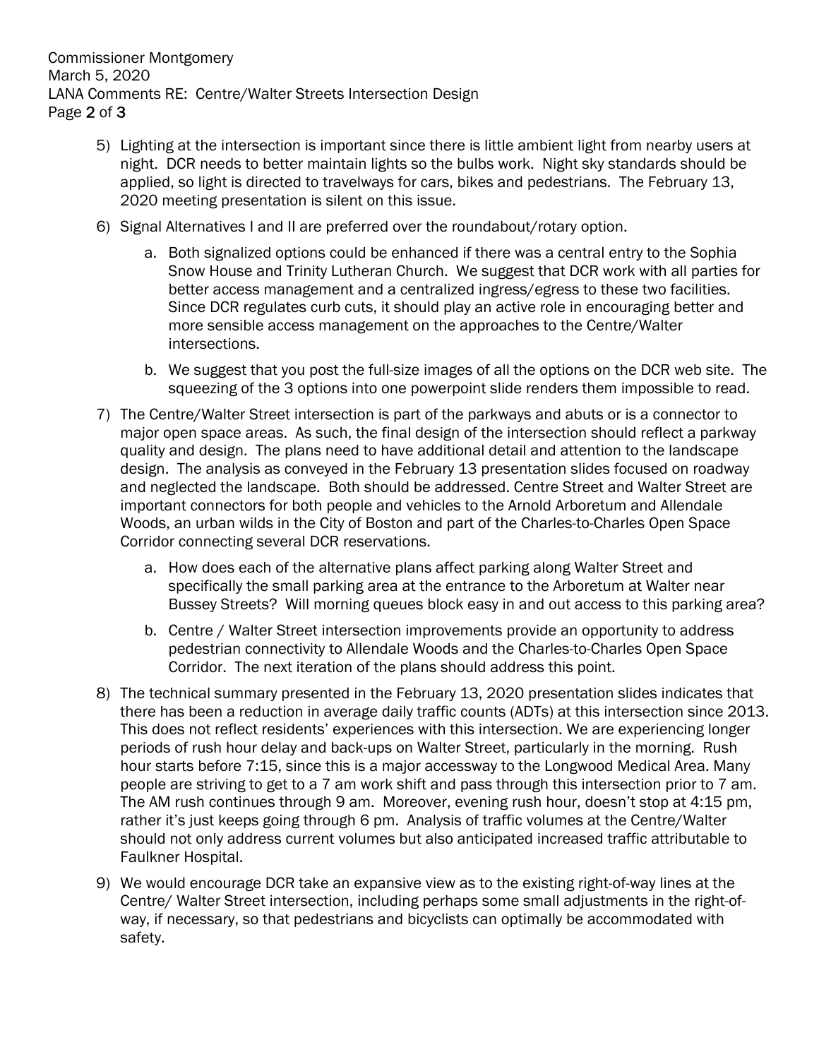5) Lighting at the intersection is important since there is little ambient light from nearby users at night. DCR needs to better maintain lights so the bulbs work. Night sky standards should be applied, so light is directed to travelways for cars, bikes and pedestrians. The February 13, 2020 meeting presentation is silent on this issue.

6) Signal Alternatives I and II are preferred over the roundabout/rotary option.

   a. Both signalized options could be enhanced if there was a central entry to the Sophia Snow House and Trinity Lutheran Church. We suggest that DCR work with all parties for better access management and a centralized ingress/egress to these two facilities. Since DCR regulates curb cuts, it should play an active role in encouraging better and more sensible access management on the approaches to the Centre/Walter intersections.

   b. We suggest that you post the full-size images of all the options on the DCR web site. The squeezing of the 3 options into one powerpoint slide renders them impossible to read.

7) The Centre/Walter Street intersection is part of the parkways and abuts or is a connector to major open space areas. As such, the final design of the intersection should reflect a parkway quality and design. The plans need to have additional detail and attention to the landscape design. The analysis as conveyed in the February 13 presentation slides focused on roadway and neglected the landscape. Both should be addressed. Centre Street and Walter Street are important connectors for both people and vehicles to the Arnold Arboretum and Allendale Woods, an urban wilds in the City of Boston and part of the Charles-to-Charles Open Space Corridor connecting several DCR reservations.

   a. How does each of the alternative plans affect parking along Walter Street and specifically the small parking area at the entrance to the Arboretum at Walter near Bussey Streets? Will morning queues block easy in and out access to this parking area?

   b. Centre / Walter Street intersection improvements provide an opportunity to address pedestrian connectivity to Allendale Woods and the Charles-to-Charles Open Space Corridor. The next iteration of the plans should address this point.

8) The technical summary presented in the February 13, 2020 presentation slides indicates that there has been a reduction in average daily traffic counts (ADTs) at this intersection since 2013. This does not reflect residents' experiences with this intersection. We are experiencing longer periods of rush hour delay and back-ups on Walter Street, particularly in the morning. Rush hour starts before 7:15, since this is a major accessway to the Longwood Medical Area. Many people are striving to get to a 7 am work shift and pass through this intersection prior to 7 am. The AM rush continues through 9 am. Moreover, evening rush hour, doesn't stop at 4:15 pm, rather it's just keeps going through 6 pm. Analysis of traffic volumes at the Centre/Walter should not only address current volumes but also anticipated increased traffic attributable to Faulkner Hospital.

9) We would encourage DCR take an expansive view as to the existing right-of-way lines at the Centre/ Walter Street intersection, including perhaps some small adjustments in the right-of-way, if necessary, so that pedestrians and bicyclists can optimally be accommodated with safety.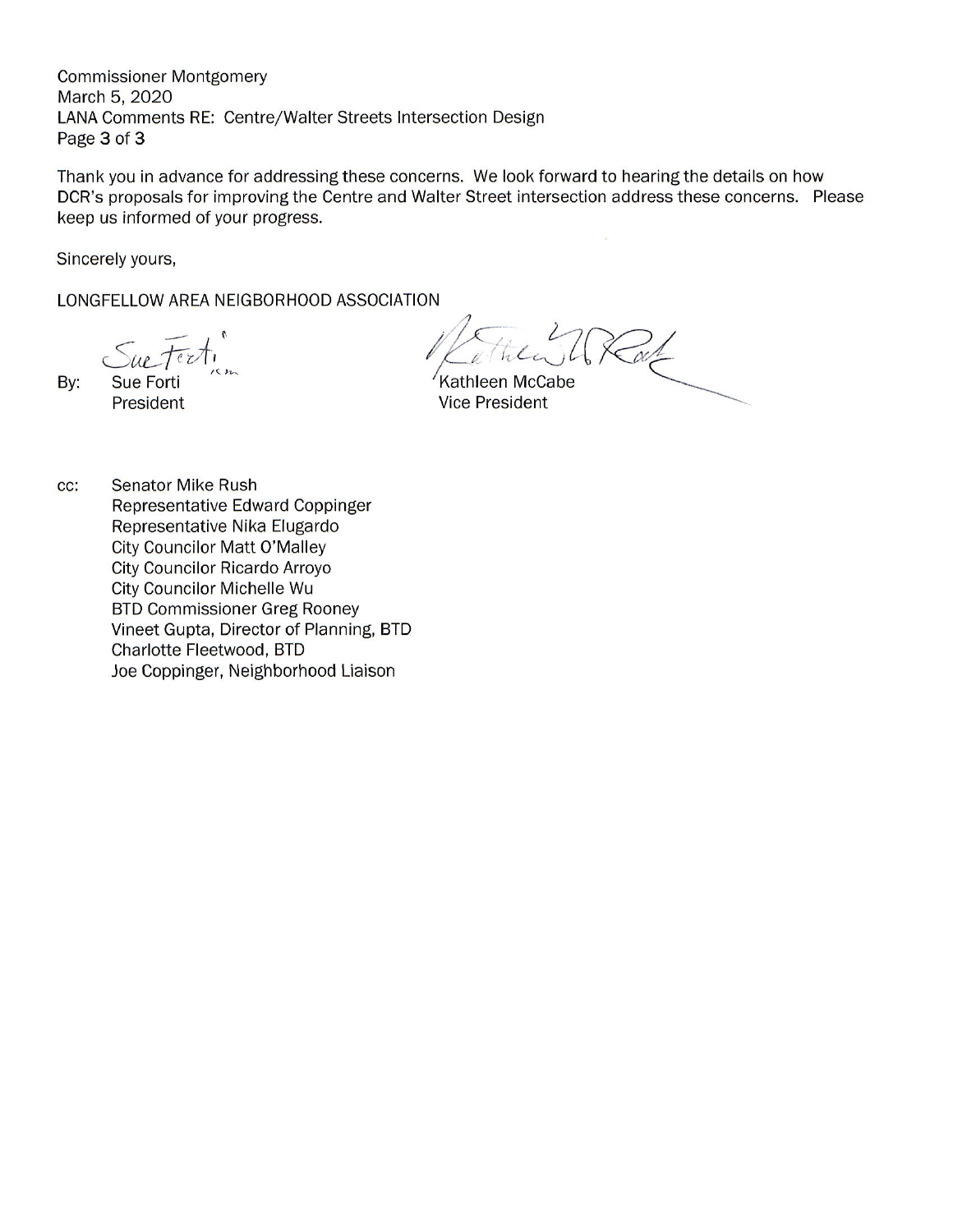Thank you in advance for addressing these concerns. We look forward to hearing the details on how DCR's proposals for improving the Centre and Walter Street intersection address these concerns. Please keep us informed of your progress.

Sincerely yours,

LONGFELLOW AREA NEIGBORHOOD ASSOCIATION

By: Sue Forti
President

Kathleen McCabe
Vice President

cc: Senator Mike Rush
Representative Edward Coppinger
Representative Nika Elugardo
City Councilor Matt O'Malley
City Councilor Ricardo Arroyo
City Councilor Michelle Wu
BTD Commissioner Greg Rooney
Vineet Gupta, Director of Planning, BTD
Charlotte Fleetwood, BTD
Joe Coppinger, Neighborhood Liaison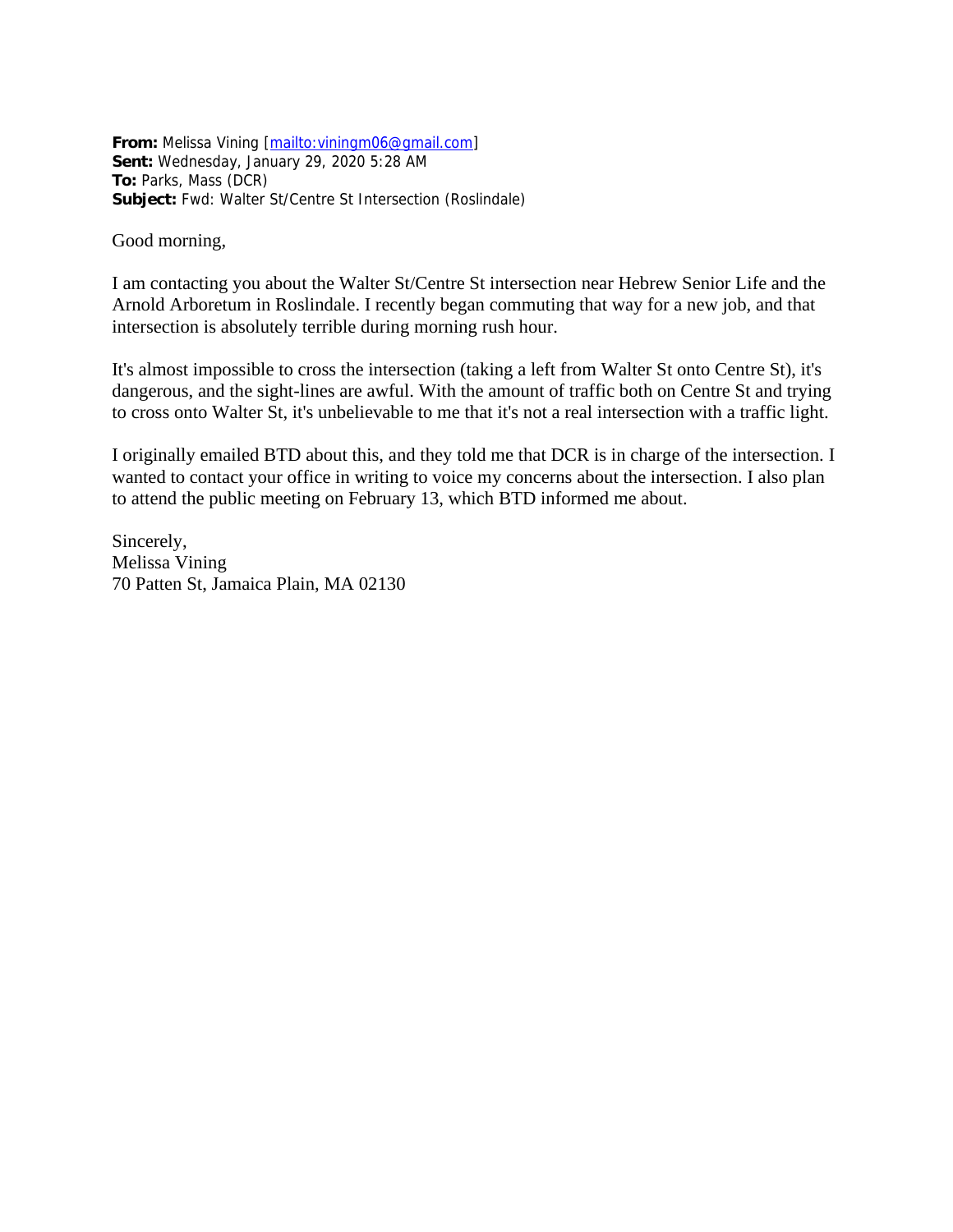**From:** Melissa Vining [mailto:viningm06@gmail.com]
**Sent:** Wednesday, January 29, 2020 5:28 AM
**To:** Parks, Mass (DCR)
**Subject:** Fwd: Walter St/Centre St Intersection (Roslindale)

Good morning,

I am contacting you about the Walter St/Centre St intersection near Hebrew Senior Life and the Arnold Arboretum in Roslindale. I recently began commuting that way for a new job, and that intersection is absolutely terrible during morning rush hour.

It's almost impossible to cross the intersection (taking a left from Walter St onto Centre St), it's dangerous, and the sight-lines are awful. With the amount of traffic both on Centre St and trying to cross onto Walter St, it's unbelievable to me that it's not a real intersection with a traffic light.

I originally emailed BTD about this, and they told me that DCR is in charge of the intersection. I wanted to contact your office in writing to voice my concerns about the intersection. I also plan to attend the public meeting on February 13, which BTD informed me about.

Sincerely,
Melissa Vining
70 Patten St, Jamaica Plain, MA 02130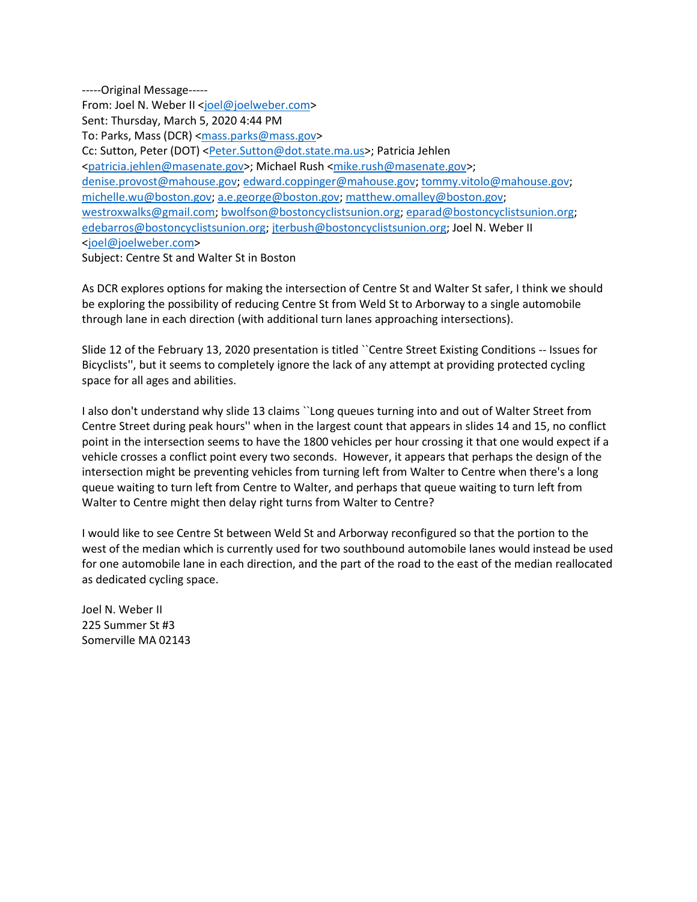-----Original Message-----
From: Joel N. Weber II <joel@joelweber.com>
Sent: Thursday, March 5, 2020 4:44 PM
To: Parks, Mass (DCR) <mass.parks@mass.gov>
Cc: Sutton, Peter (DOT) <Peter.Sutton@dot.state.ma.us>; Patricia Jehlen <patricia.jehlen@masenate.gov>; Michael Rush <mike.rush@masenate.gov>; denise.provost@mahouse.gov; edward.coppinger@mahouse.gov; tommy.vitolo@mahouse.gov; michelle.wu@boston.gov; a.e.george@boston.gov; matthew.omalley@boston.gov; westroxwalks@gmail.com; bwolfson@bostoncyclistsunion.org; eparad@bostoncyclistsunion.org; edebarros@bostoncyclistsunion.org; jterbush@bostoncyclistsunion.org; Joel N. Weber II <joel@joelweber.com>
Subject: Centre St and Walter St in Boston

As DCR explores options for making the intersection of Centre St and Walter St safer, I think we should be exploring the possibility of reducing Centre St from Weld St to Arborway to a single automobile through lane in each direction (with additional turn lanes approaching intersections).

Slide 12 of the February 13, 2020 presentation is titled ``Centre Street Existing Conditions -- Issues for Bicyclists'', but it seems to completely ignore the lack of any attempt at providing protected cycling space for all ages and abilities.

I also don't understand why slide 13 claims ``Long queues turning into and out of Walter Street from Centre Street during peak hours'' when in the largest count that appears in slides 14 and 15, no conflict point in the intersection seems to have the 1800 vehicles per hour crossing it that one would expect if a vehicle crosses a conflict point every two seconds. However, it appears that perhaps the design of the intersection might be preventing vehicles from turning left from Walter to Centre when there's a long queue waiting to turn left from Centre to Walter, and perhaps that queue waiting to turn left from Walter to Centre might then delay right turns from Walter to Centre?

I would like to see Centre St between Weld St and Arborway reconfigured so that the portion to the west of the median which is currently used for two southbound automobile lanes would instead be used for one automobile lane in each direction, and the part of the road to the east of the median reallocated as dedicated cycling space.

Joel N. Weber II
225 Summer St #3
Somerville MA 02143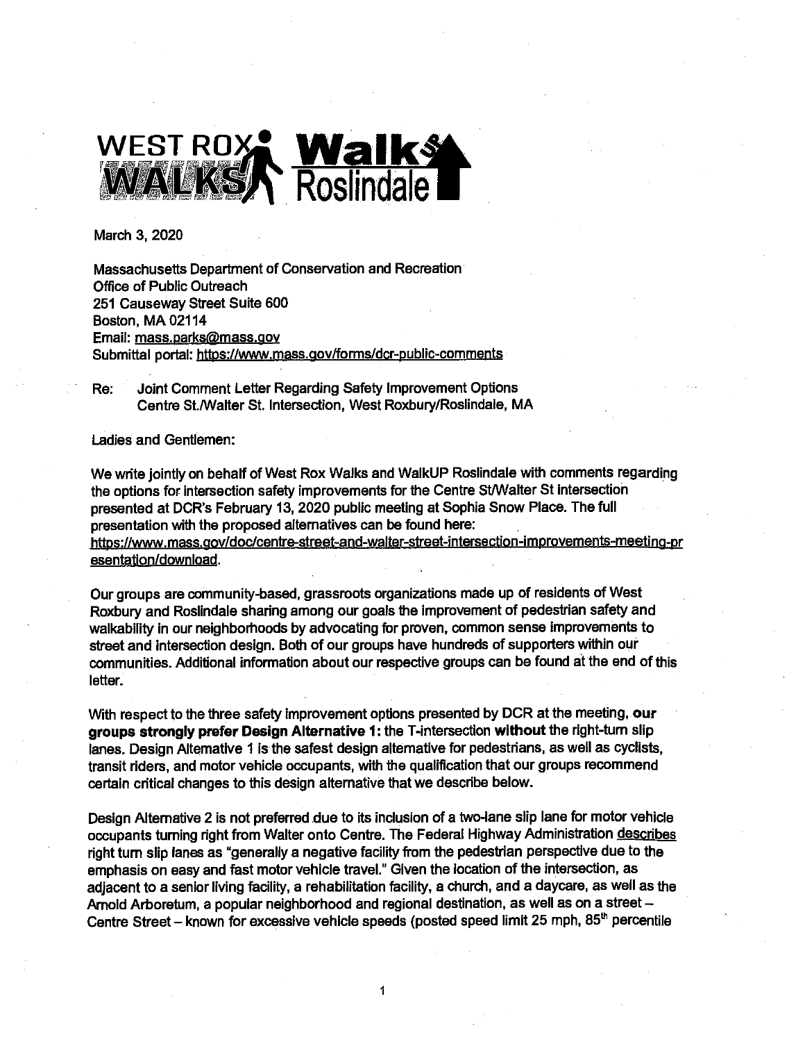WEST ROX WALKS — WalkUP Roslindale

March 3, 2020

Massachusetts Department of Conservation and Recreation
Office of Public Outreach
251 Causeway Street Suite 600
Boston, MA 02114
Email: mass.parks@mass.gov
Submittal portal: https://www.mass.gov/forms/dcr-public-comments

Re: Joint Comment Letter Regarding Safety Improvement Options
Centre St./Walter St. Intersection, West Roxbury/Roslindale, MA

Ladies and Gentlemen:

We write jointly on behalf of West Rox Walks and WalkUP Roslindale with comments regarding the options for intersection safety improvements for the Centre St/Walter St intersection presented at DCR's February 13, 2020 public meeting at Sophia Snow Place. The full presentation with the proposed alternatives can be found here: https://www.mass.gov/doc/centre-street-and-walter-street-intersection-improvements-meeting-presentation/download.

Our groups are community-based, grassroots organizations made up of residents of West Roxbury and Roslindale sharing among our goals the improvement of pedestrian safety and walkability in our neighborhoods by advocating for proven, common sense improvements to street and intersection design. Both of our groups have hundreds of supporters within our communities. Additional information about our respective groups can be found at the end of this letter.

With respect to the three safety improvement options presented by DCR at the meeting, **our groups strongly prefer Design Alternative 1:** the T-intersection **without** the right-turn slip lanes. Design Alternative 1 is the safest design alternative for pedestrians, as well as cyclists, transit riders, and motor vehicle occupants, with the qualification that our groups recommend certain critical changes to this design alternative that we describe below.

Design Alternative 2 is not preferred due to its inclusion of a two-lane slip lane for motor vehicle occupants turning right from Walter onto Centre. The Federal Highway Administration describes right turn slip lanes as "generally a negative facility from the pedestrian perspective due to the emphasis on easy and fast motor vehicle travel." Given the location of the intersection, as adjacent to a senior living facility, a rehabilitation facility, a church, and a daycare, as well as the Arnold Arboretum, a popular neighborhood and regional destination, as well as on a street – Centre Street – known for excessive vehicle speeds (posted speed limit 25 mph, 85th percentile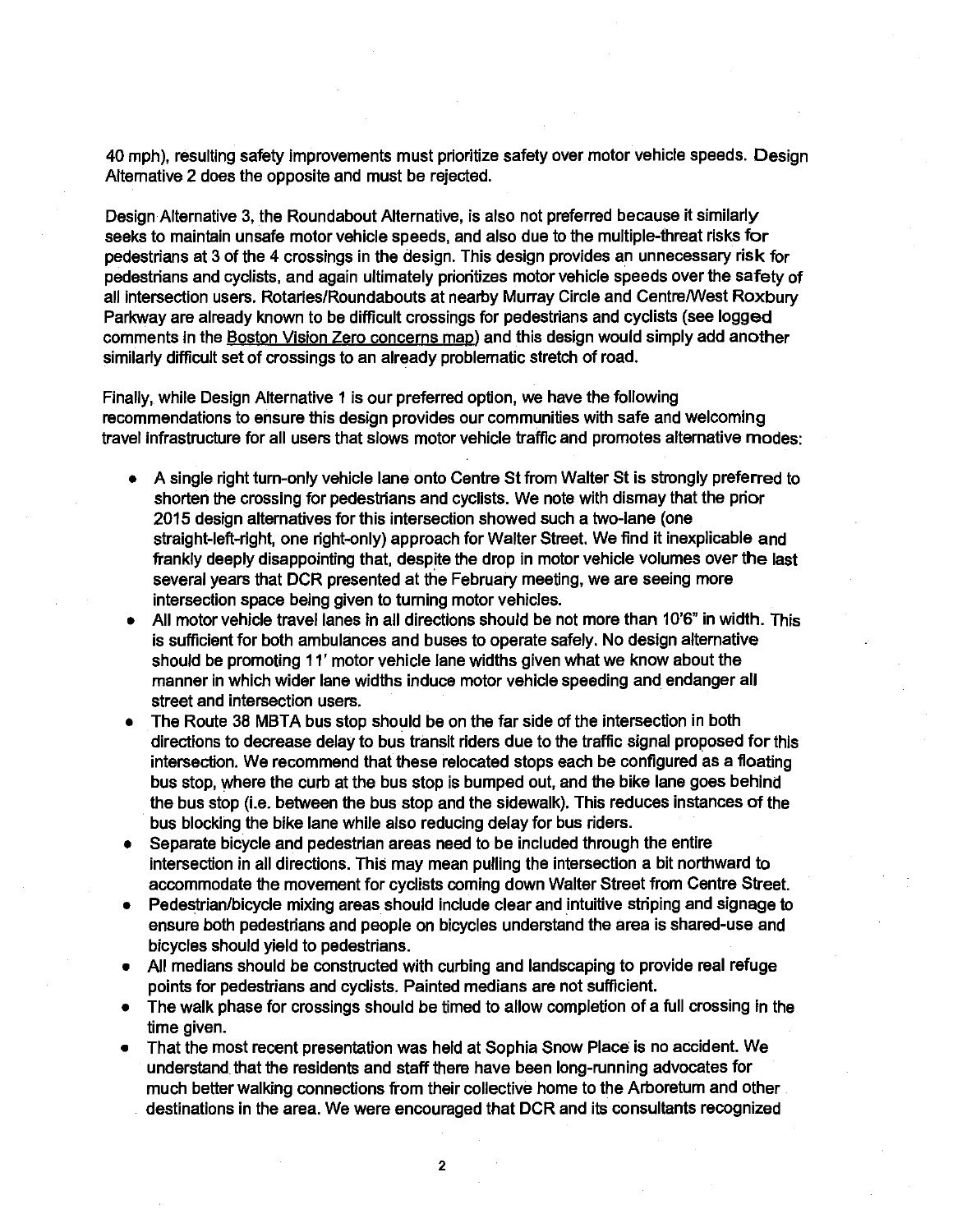40 mph), resulting safety improvements must prioritize safety over motor vehicle speeds. Design Alternative 2 does the opposite and must be rejected.

Design Alternative 3, the Roundabout Alternative, is also not preferred because it similarly seeks to maintain unsafe motor vehicle speeds, and also due to the multiple-threat risks for pedestrians at 3 of the 4 crossings in the design. This design provides an unnecessary risk for pedestrians and cyclists, and again ultimately prioritizes motor vehicle speeds over the safety of all intersection users. Rotaries/Roundabouts at nearby Murray Circle and Centre/West Roxbury Parkway are already known to be difficult crossings for pedestrians and cyclists (see logged comments in the Boston Vision Zero concerns map) and this design would simply add another similarly difficult set of crossings to an already problematic stretch of road.

Finally, while Design Alternative 1 is our preferred option, we have the following recommendations to ensure this design provides our communities with safe and welcoming travel infrastructure for all users that slows motor vehicle traffic and promotes alternative modes:

- A single right turn-only vehicle lane onto Centre St from Walter St is strongly preferred to shorten the crossing for pedestrians and cyclists. We note with dismay that the prior 2015 design alternatives for this intersection showed such a two-lane (one straight-left-right, one right-only) approach for Walter Street. We find it inexplicable and frankly deeply disappointing that, despite the drop in motor vehicle volumes over the last several years that DCR presented at the February meeting, we are seeing more intersection space being given to turning motor vehicles.
- All motor vehicle travel lanes in all directions should be not more than 10'6" in width. This is sufficient for both ambulances and buses to operate safely. No design alternative should be promoting 11' motor vehicle lane widths given what we know about the manner in which wider lane widths induce motor vehicle speeding and endanger all street and intersection users.
- The Route 38 MBTA bus stop should be on the far side of the intersection in both directions to decrease delay to bus transit riders due to the traffic signal proposed for this intersection. We recommend that these relocated stops each be configured as a floating bus stop, where the curb at the bus stop is bumped out, and the bike lane goes behind the bus stop (i.e. between the bus stop and the sidewalk). This reduces instances of the bus blocking the bike lane while also reducing delay for bus riders.
- Separate bicycle and pedestrian areas need to be included through the entire intersection in all directions. This may mean pulling the intersection a bit northward to accommodate the movement for cyclists coming down Walter Street from Centre Street.
- Pedestrian/bicycle mixing areas should include clear and intuitive striping and signage to ensure both pedestrians and people on bicycles understand the area is shared-use and bicycles should yield to pedestrians.
- All medians should be constructed with curbing and landscaping to provide real refuge points for pedestrians and cyclists. Painted medians are not sufficient.
- The walk phase for crossings should be timed to allow completion of a full crossing in the time given.
- That the most recent presentation was held at Sophia Snow Place is no accident. We understand that the residents and staff there have been long-running advocates for much better walking connections from their collective home to the Arboretum and other destinations in the area. We were encouraged that DCR and its consultants recognized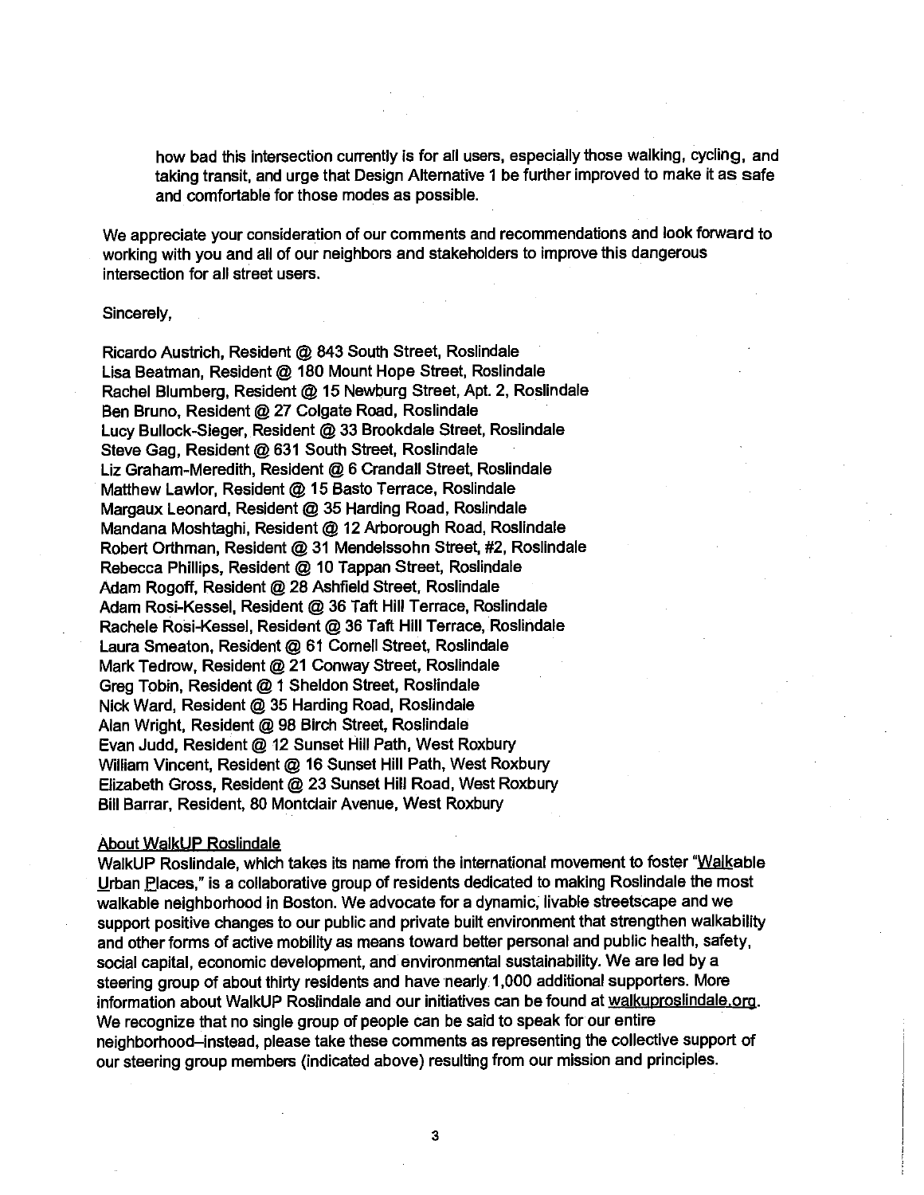how bad this intersection currently is for all users, especially those walking, cycling, and taking transit, and urge that Design Alternative 1 be further improved to make it as safe and comfortable for those modes as possible.

We appreciate your consideration of our comments and recommendations and look forward to working with you and all of our neighbors and stakeholders to improve this dangerous intersection for all street users.

Sincerely,

Ricardo Austrich, Resident @ 843 South Street, Roslindale
Lisa Beatman, Resident @ 180 Mount Hope Street, Roslindale
Rachel Blumberg, Resident @ 15 Newburg Street, Apt. 2, Roslindale
Ben Bruno, Resident @ 27 Colgate Road, Roslindale
Lucy Bullock-Sieger, Resident @ 33 Brookdale Street, Roslindale
Steve Gag, Resident @ 631 South Street, Roslindale
Liz Graham-Meredith, Resident @ 6 Crandall Street, Roslindale
Matthew Lawlor, Resident @ 15 Basto Terrace, Roslindale
Margaux Leonard, Resident @ 35 Harding Road, Roslindale
Mandana Moshtaghi, Resident @ 12 Arborough Road, Roslindale
Robert Orthman, Resident @ 31 Mendelssohn Street, #2, Roslindale
Rebecca Phillips, Resident @ 10 Tappan Street, Roslindale
Adam Rogoff, Resident @ 28 Ashfield Street, Roslindale
Adam Rosi-Kessel, Resident @ 36 Taft Hill Terrace, Roslindale
Rachele Rosi-Kessel, Resident @ 36 Taft Hill Terrace, Roslindale
Laura Smeaton, Resident @ 61 Cornell Street, Roslindale
Mark Tedrow, Resident @ 21 Conway Street, Roslindale
Greg Tobin, Resident @ 1 Sheldon Street, Roslindale
Nick Ward, Resident @ 35 Harding Road, Roslindale
Alan Wright, Resident @ 98 Birch Street, Roslindale
Evan Judd, Resident @ 12 Sunset Hill Path, West Roxbury
William Vincent, Resident @ 16 Sunset Hill Path, West Roxbury
Elizabeth Gross, Resident @ 23 Sunset Hill Road, West Roxbury
Bill Barrar, Resident, 80 Montclair Avenue, West Roxbury

About WalkUP Roslindale

WalkUP Roslindale, which takes its name from the international movement to foster "Walkable Urban Places," is a collaborative group of residents dedicated to making Roslindale the most walkable neighborhood in Boston. We advocate for a dynamic, livable streetscape and we support positive changes to our public and private built environment that strengthen walkability and other forms of active mobility as means toward better personal and public health, safety, social capital, economic development, and environmental sustainability. We are led by a steering group of about thirty residents and have nearly 1,000 additional supporters. More information about WalkUP Roslindale and our initiatives can be found at walkuproslindale.org. We recognize that no single group of people can be said to speak for our entire neighborhood–instead, please take these comments as representing the collective support of our steering group members (indicated above) resulting from our mission and principles.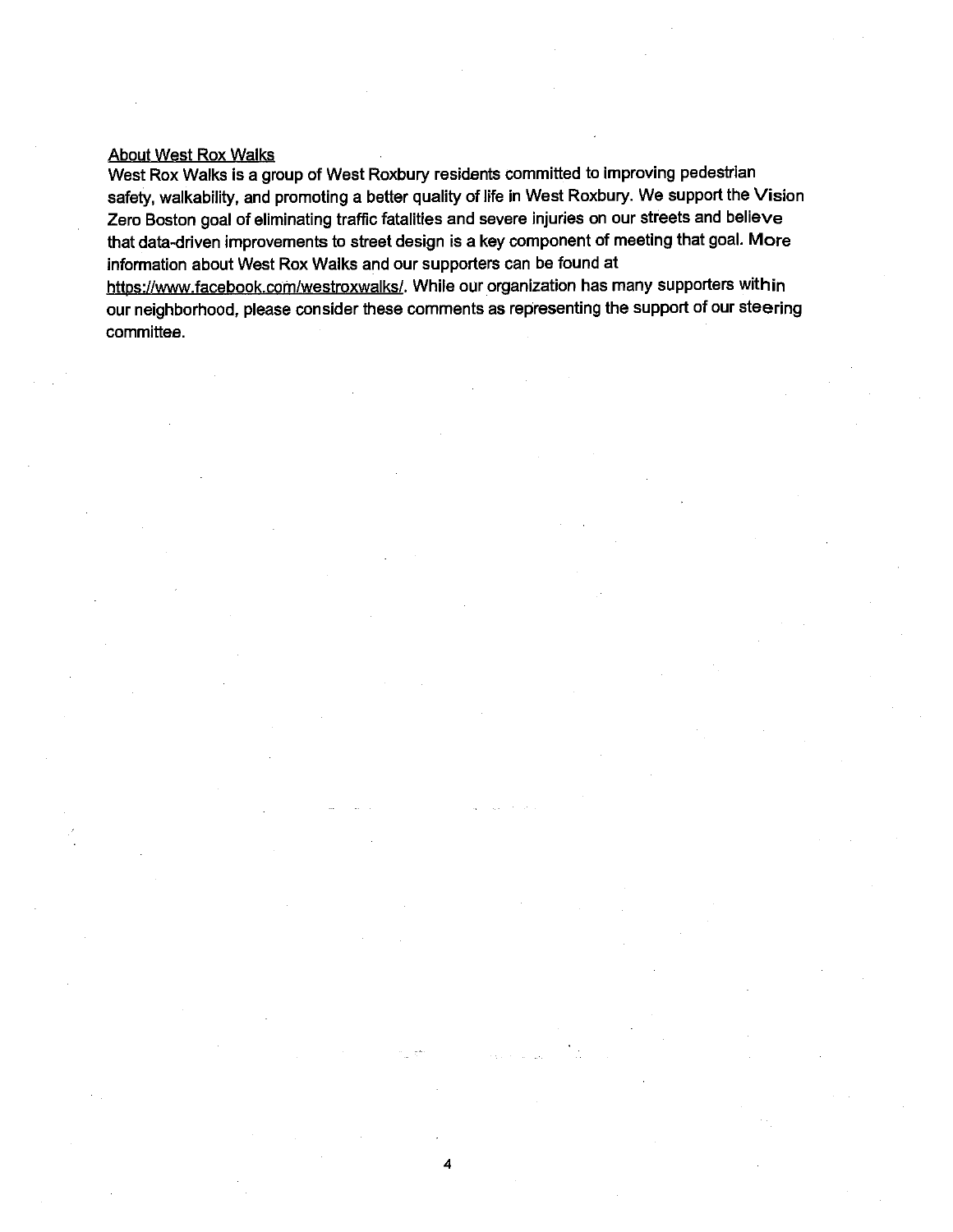<u>About West Rox Walks</u>

West Rox Walks is a group of West Roxbury residents committed to improving pedestrian safety, walkability, and promoting a better quality of life in West Roxbury. We support the Vision Zero Boston goal of eliminating traffic fatalities and severe injuries on our streets and believe that data-driven improvements to street design is a key component of meeting that goal. More information about West Rox Walks and our supporters can be found at https://www.facebook.com/westroxwalks/. While our organization has many supporters within our neighborhood, please consider these comments as representing the support of our steering committee.